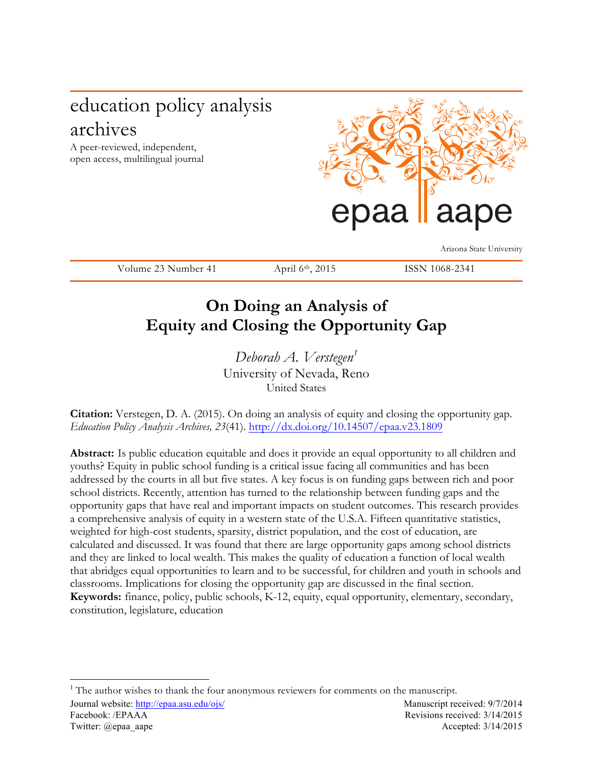education policy analysis archives

A peer-reviewed, independent, open access, multilingual journal

epaa aape

Arizona State University

Volume 23 Number 41 | April 6th, 2015 | ISSN 1068-2341

# On Doing an Analysis of Equity and Closing the Opportunity Gap

*Deborah A. Verstegen*[1]
University of Nevada, Reno
United States

**Citation:** Verstegen, D. A. (2015). On doing an analysis of equity and closing the opportunity gap. *Education Policy Analysis Archives, 23*(41). http://dx.doi.org/10.14507/epaa.v23.1809

**Abstract:** Is public education equitable and does it provide an equal opportunity to all children and youths? Equity in public school funding is a critical issue facing all communities and has been addressed by the courts in all but five states. A key focus is on funding gaps between rich and poor school districts. Recently, attention has turned to the relationship between funding gaps and the opportunity gaps that have real and important impacts on student outcomes. This research provides a comprehensive analysis of equity in a western state of the U.S.A. Fifteen quantitative statistics, weighted for high-cost students, sparsity, district population, and the cost of education, are calculated and discussed. It was found that there are large opportunity gaps among school districts and they are linked to local wealth. This makes the quality of education a function of local wealth that abridges equal opportunities to learn and to be successful, for children and youth in schools and classrooms. Implications for closing the opportunity gap are discussed in the final section.

**Keywords:** finance, policy, public schools, K-12, equity, equal opportunity, elementary, secondary, constitution, legislature, education

[1] The author wishes to thank the four anonymous reviewers for comments on the manuscript.

Journal website: http://epaa.asu.edu/ojs/
Facebook: /EPAAA
Twitter: @epaa_aape

Manuscript received: 9/7/2014
Revisions received: 3/14/2015
Accepted: 3/14/2015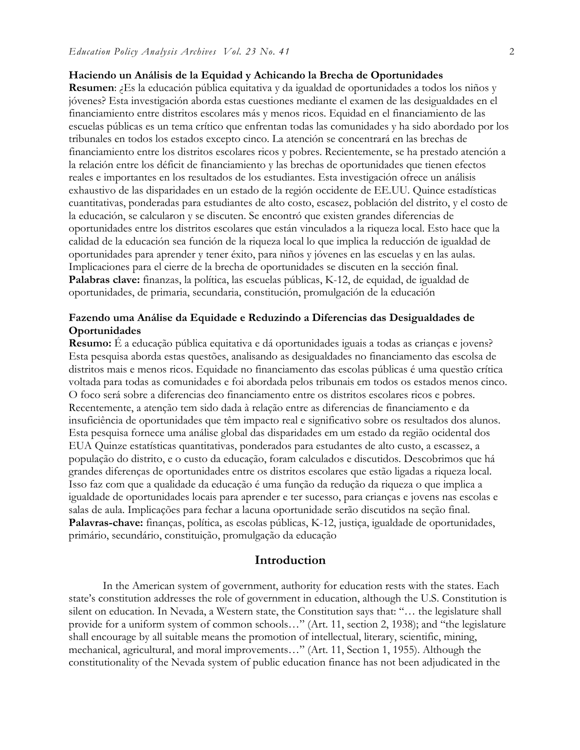**Haciendo un Análisis de la Equidad y Achicando la Brecha de Oportunidades**

**Resumen**: ¿Es la educación pública equitativa y da igualdad de oportunidades a todos los niños y jóvenes? Esta investigación aborda estas cuestiones mediante el examen de las desigualdades en el financiamiento entre distritos escolares más y menos ricos. Equidad en el financiamiento de las escuelas públicas es un tema crítico que enfrentan todas las comunidades y ha sido abordado por los tribunales en todos los estados excepto cinco. La atención se concentrará en las brechas de financiamiento entre los distritos escolares ricos y pobres. Recientemente, se ha prestado atención a la relación entre los déficit de financiamiento y las brechas de oportunidades que tienen efectos reales e importantes en los resultados de los estudiantes. Esta investigación ofrece un análisis exhaustivo de las disparidades en un estado de la región occidente de EE.UU. Quince estadísticas cuantitativas, ponderadas para estudiantes de alto costo, escasez, población del distrito, y el costo de la educación, se calcularon y se discuten. Se encontró que existen grandes diferencias de oportunidades entre los distritos escolares que están vinculados a la riqueza local. Esto hace que la calidad de la educación sea función de la riqueza local lo que implica la reducción de igualdad de oportunidades para aprender y tener éxito, para niños y jóvenes en las escuelas y en las aulas. Implicaciones para el cierre de la brecha de oportunidades se discuten en la sección final.

**Palabras clave:** finanzas, la política, las escuelas públicas, K-12, de equidad, de igualdad de oportunidades, de primaria, secundaria, constitución, promulgación de la educación

**Fazendo uma Análise da Equidade e Reduzindo a Diferencias das Desigualdades de Oportunidades**

**Resumo:** É a educação pública equitativa e dá oportunidades iguais a todas as crianças e jovens? Esta pesquisa aborda estas questões, analisando as desigualdades no financiamento das escolsa de distritos mais e menos ricos. Equidade no financiamento das escolas públicas é uma questão crítica voltada para todas as comunidades e foi abordada pelos tribunais em todos os estados menos cinco. O foco será sobre a diferencias deo financiamento entre os distritos escolares ricos e pobres. Recentemente, a atenção tem sido dada à relação entre as diferencias de financiamento e da insuficiência de oportunidades que têm impacto real e significativo sobre os resultados dos alunos. Esta pesquisa fornece uma análise global das disparidades em um estado da região ocidental dos EUA Quinze estatísticas quantitativas, ponderados para estudantes de alto custo, a escassez, a população do distrito, e o custo da educação, foram calculados e discutidos. Descobrimos que há grandes diferenças de oportunidades entre os distritos escolares que estão ligadas a riqueza local. Isso faz com que a qualidade da educação é uma função da redução da riqueza o que implica a igualdade de oportunidades locais para aprender e ter sucesso, para crianças e jovens nas escolas e salas de aula. Implicações para fechar a lacuna oportunidade serão discutidos na seção final.

**Palavras-chave:** finanças, política, as escolas públicas, K-12, justiça, igualdade de oportunidades, primário, secundário, constituição, promulgação da educação

## Introduction

In the American system of government, authority for education rests with the states. Each state's constitution addresses the role of government in education, although the U.S. Constitution is silent on education. In Nevada, a Western state, the Constitution says that: "… the legislature shall provide for a uniform system of common schools…" (Art. 11, section 2, 1938); and "the legislature shall encourage by all suitable means the promotion of intellectual, literary, scientific, mining, mechanical, agricultural, and moral improvements…" (Art. 11, Section 1, 1955). Although the constitutionality of the Nevada system of public education finance has not been adjudicated in the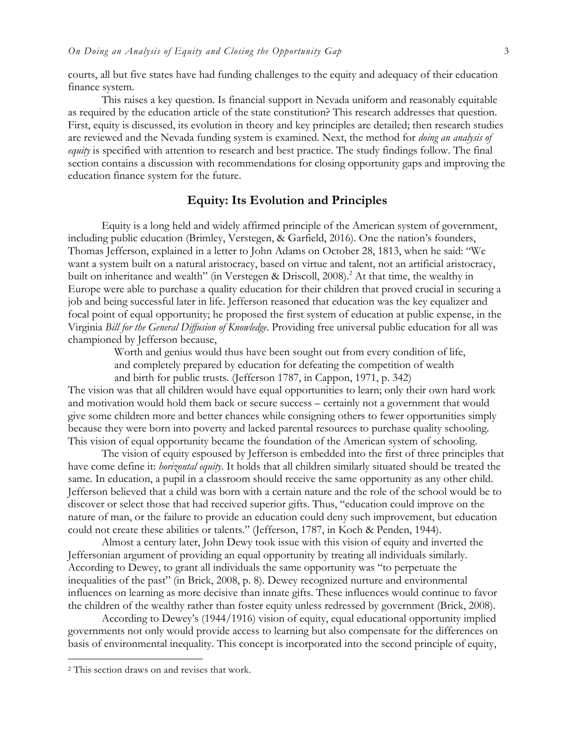courts, all but five states have had funding challenges to the equity and adequacy of their education finance system.

This raises a key question. Is financial support in Nevada uniform and reasonably equitable as required by the education article of the state constitution? This research addresses that question. First, equity is discussed, its evolution in theory and key principles are detailed; then research studies are reviewed and the Nevada funding system is examined. Next, the method for *doing an analysis of equity* is specified with attention to research and best practice. The study findings follow. The final section contains a discussion with recommendations for closing opportunity gaps and improving the education finance system for the future.

## Equity: Its Evolution and Principles

Equity is a long held and widely affirmed principle of the American system of government, including public education (Brimley, Verstegen, & Garfield, 2016). One the nation's founders, Thomas Jefferson, explained in a letter to John Adams on October 28, 1813, when he said: "We want a system built on a natural aristocracy, based on virtue and talent, not an artificial aristocracy, built on inheritance and wealth" (in Verstegen & Driscoll, 2008).[2] At that time, the wealthy in Europe were able to purchase a quality education for their children that proved crucial in securing a job and being successful later in life. Jefferson reasoned that education was the key equalizer and focal point of equal opportunity; he proposed the first system of education at public expense, in the Virginia *Bill for the General Diffusion of Knowledge*. Providing free universal public education for all was championed by Jefferson because,

> Worth and genius would thus have been sought out from every condition of life, and completely prepared by education for defeating the competition of wealth and birth for public trusts. (Jefferson 1787, in Cappon, 1971, p. 342)

The vision was that all children would have equal opportunities to learn; only their own hard work and motivation would hold them back or secure success – certainly not a government that would give some children more and better chances while consigning others to fewer opportunities simply because they were born into poverty and lacked parental resources to purchase quality schooling. This vision of equal opportunity became the foundation of the American system of schooling.

The vision of equity espoused by Jefferson is embedded into the first of three principles that have come define it: *horizontal equity*. It holds that all children similarly situated should be treated the same. In education, a pupil in a classroom should receive the same opportunity as any other child. Jefferson believed that a child was born with a certain nature and the role of the school would be to discover or select those that had received superior gifts. Thus, "education could improve on the nature of man, or the failure to provide an education could deny such improvement, but education could not create these abilities or talents." (Jefferson, 1787, in Koch & Penden, 1944).

Almost a century later, John Dewey took issue with this vision of equity and inverted the Jeffersonian argument of providing an equal opportunity by treating all individuals similarly. According to Dewey, to grant all individuals the same opportunity was "to perpetuate the inequalities of the past" (in Brick, 2008, p. 8). Dewey recognized nurture and environmental influences on learning as more decisive than innate gifts. These influences would continue to favor the children of the wealthy rather than foster equity unless redressed by government (Brick, 2008).

According to Dewey's (1944/1916) vision of equity, equal educational opportunity implied governments not only would provide access to learning but also compensate for the differences on basis of environmental inequality. This concept is incorporated into the second principle of equity,

[2] This section draws on and revises that work.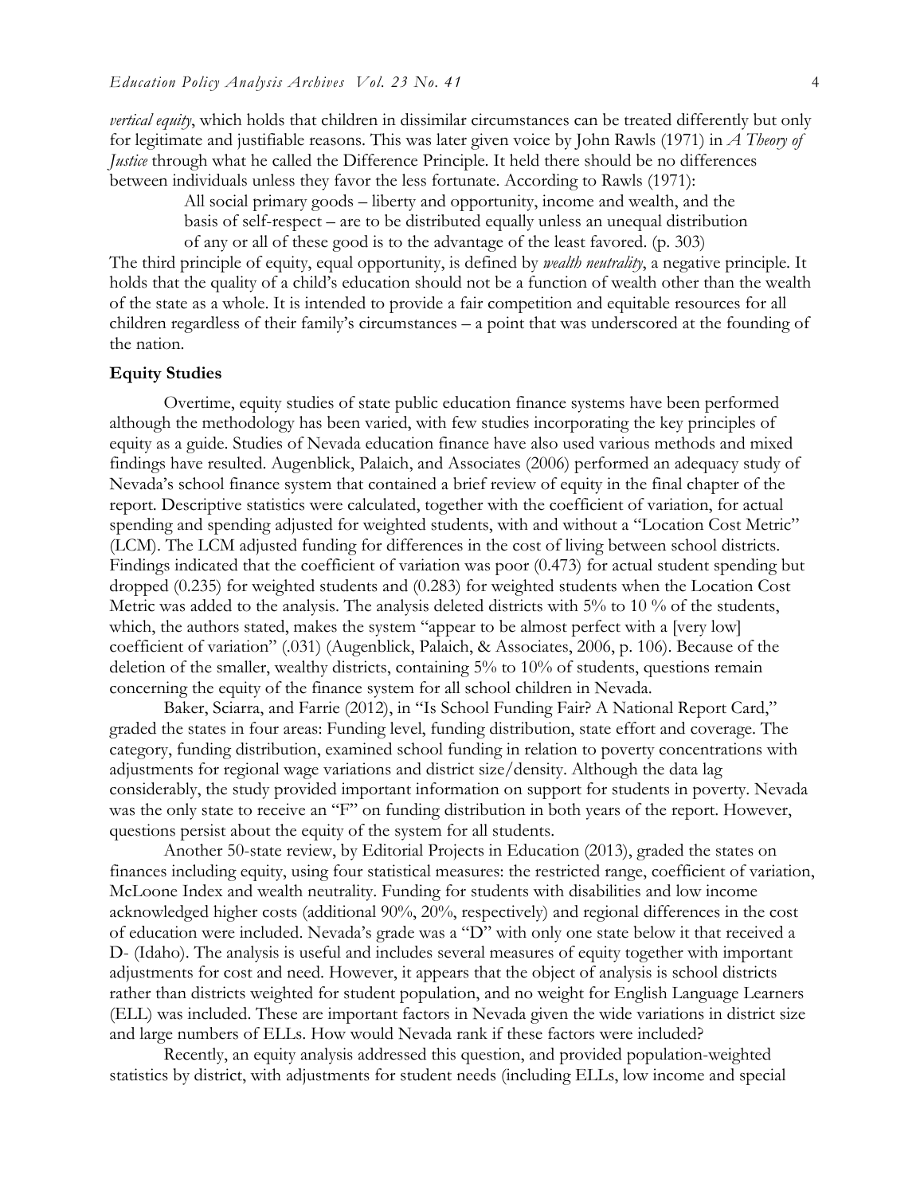*vertical equity*, which holds that children in dissimilar circumstances can be treated differently but only for legitimate and justifiable reasons. This was later given voice by John Rawls (1971) in *A Theory of Justice* through what he called the Difference Principle. It held there should be no differences between individuals unless they favor the less fortunate. According to Rawls (1971):

> All social primary goods – liberty and opportunity, income and wealth, and the basis of self-respect – are to be distributed equally unless an unequal distribution of any or all of these good is to the advantage of the least favored. (p. 303)

The third principle of equity, equal opportunity, is defined by *wealth neutrality*, a negative principle. It holds that the quality of a child's education should not be a function of wealth other than the wealth of the state as a whole. It is intended to provide a fair competition and equitable resources for all children regardless of their family's circumstances – a point that was underscored at the founding of the nation.

### Equity Studies

Overtime, equity studies of state public education finance systems have been performed although the methodology has been varied, with few studies incorporating the key principles of equity as a guide. Studies of Nevada education finance have also used various methods and mixed findings have resulted. Augenblick, Palaich, and Associates (2006) performed an adequacy study of Nevada's school finance system that contained a brief review of equity in the final chapter of the report. Descriptive statistics were calculated, together with the coefficient of variation, for actual spending and spending adjusted for weighted students, with and without a "Location Cost Metric" (LCM). The LCM adjusted funding for differences in the cost of living between school districts. Findings indicated that the coefficient of variation was poor (0.473) for actual student spending but dropped (0.235) for weighted students and (0.283) for weighted students when the Location Cost Metric was added to the analysis. The analysis deleted districts with 5% to 10 % of the students, which, the authors stated, makes the system "appear to be almost perfect with a [very low] coefficient of variation" (.031) (Augenblick, Palaich, & Associates, 2006, p. 106). Because of the deletion of the smaller, wealthy districts, containing 5% to 10% of students, questions remain concerning the equity of the finance system for all school children in Nevada.

Baker, Sciarra, and Farrie (2012), in "Is School Funding Fair? A National Report Card," graded the states in four areas: Funding level, funding distribution, state effort and coverage. The category, funding distribution, examined school funding in relation to poverty concentrations with adjustments for regional wage variations and district size/density. Although the data lag considerably, the study provided important information on support for students in poverty. Nevada was the only state to receive an "F" on funding distribution in both years of the report. However, questions persist about the equity of the system for all students.

Another 50-state review, by Editorial Projects in Education (2013), graded the states on finances including equity, using four statistical measures: the restricted range, coefficient of variation, McLoone Index and wealth neutrality. Funding for students with disabilities and low income acknowledged higher costs (additional 90%, 20%, respectively) and regional differences in the cost of education were included. Nevada's grade was a "D" with only one state below it that received a D- (Idaho). The analysis is useful and includes several measures of equity together with important adjustments for cost and need. However, it appears that the object of analysis is school districts rather than districts weighted for student population, and no weight for English Language Learners (ELL) was included. These are important factors in Nevada given the wide variations in district size and large numbers of ELLs. How would Nevada rank if these factors were included?

Recently, an equity analysis addressed this question, and provided population-weighted statistics by district, with adjustments for student needs (including ELLs, low income and special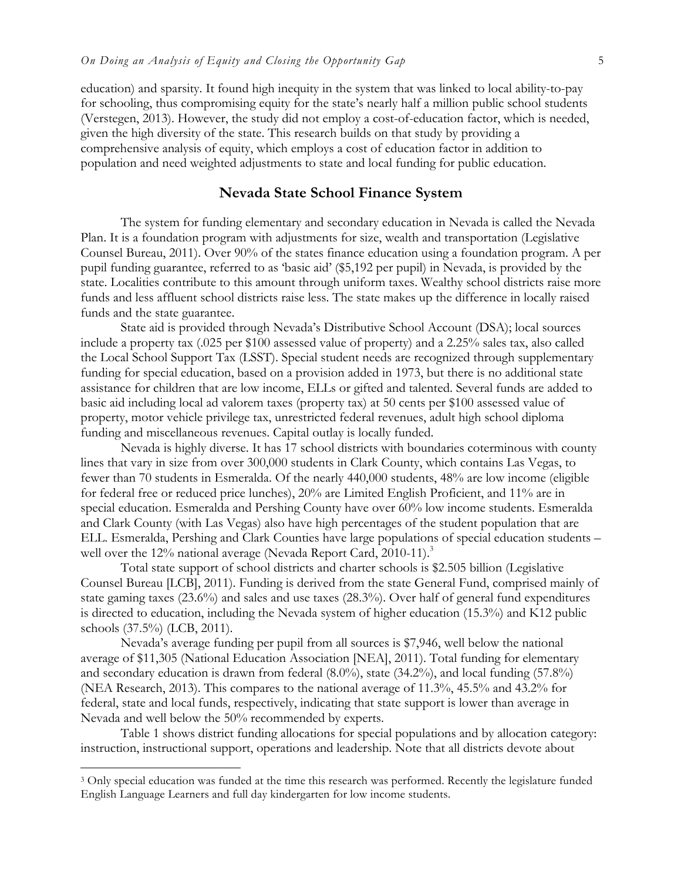education) and sparsity. It found high inequity in the system that was linked to local ability-to-pay for schooling, thus compromising equity for the state's nearly half a million public school students (Verstegen, 2013). However, the study did not employ a cost-of-education factor, which is needed, given the high diversity of the state. This research builds on that study by providing a comprehensive analysis of equity, which employs a cost of education factor in addition to population and need weighted adjustments to state and local funding for public education.

## Nevada State School Finance System

The system for funding elementary and secondary education in Nevada is called the Nevada Plan. It is a foundation program with adjustments for size, wealth and transportation (Legislative Counsel Bureau, 2011). Over 90% of the states finance education using a foundation program. A per pupil funding guarantee, referred to as 'basic aid' ($5,192 per pupil) in Nevada, is provided by the state. Localities contribute to this amount through uniform taxes. Wealthy school districts raise more funds and less affluent school districts raise less. The state makes up the difference in locally raised funds and the state guarantee.

State aid is provided through Nevada's Distributive School Account (DSA); local sources include a property tax (.025 per $100 assessed value of property) and a 2.25% sales tax, also called the Local School Support Tax (LSST). Special student needs are recognized through supplementary funding for special education, based on a provision added in 1973, but there is no additional state assistance for children that are low income, ELLs or gifted and talented. Several funds are added to basic aid including local ad valorem taxes (property tax) at 50 cents per $100 assessed value of property, motor vehicle privilege tax, unrestricted federal revenues, adult high school diploma funding and miscellaneous revenues. Capital outlay is locally funded.

Nevada is highly diverse. It has 17 school districts with boundaries coterminous with county lines that vary in size from over 300,000 students in Clark County, which contains Las Vegas, to fewer than 70 students in Esmeralda. Of the nearly 440,000 students, 48% are low income (eligible for federal free or reduced price lunches), 20% are Limited English Proficient, and 11% are in special education. Esmeralda and Pershing County have over 60% low income students. Esmeralda and Clark County (with Las Vegas) also have high percentages of the student population that are ELL. Esmeralda, Pershing and Clark Counties have large populations of special education students – well over the 12% national average (Nevada Report Card, 2010-11).[3]

Total state support of school districts and charter schools is $2.505 billion (Legislative Counsel Bureau [LCB], 2011). Funding is derived from the state General Fund, comprised mainly of state gaming taxes (23.6%) and sales and use taxes (28.3%). Over half of general fund expenditures is directed to education, including the Nevada system of higher education (15.3%) and K12 public schools (37.5%) (LCB, 2011).

Nevada's average funding per pupil from all sources is $7,946, well below the national average of $11,305 (National Education Association [NEA], 2011). Total funding for elementary and secondary education is drawn from federal (8.0%), state (34.2%), and local funding (57.8%) (NEA Research, 2013). This compares to the national average of 11.3%, 45.5% and 43.2% for federal, state and local funds, respectively, indicating that state support is lower than average in Nevada and well below the 50% recommended by experts.

Table 1 shows district funding allocations for special populations and by allocation category: instruction, instructional support, operations and leadership. Note that all districts devote about

[3] Only special education was funded at the time this research was performed. Recently the legislature funded English Language Learners and full day kindergarten for low income students.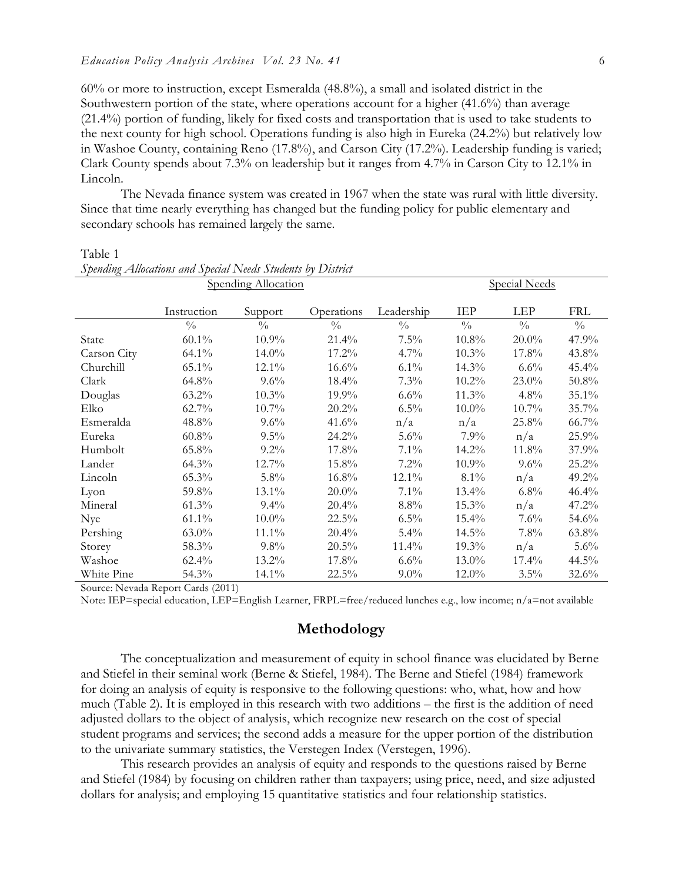60% or more to instruction, except Esmeralda (48.8%), a small and isolated district in the Southwestern portion of the state, where operations account for a higher (41.6%) than average (21.4%) portion of funding, likely for fixed costs and transportation that is used to take students to the next county for high school. Operations funding is also high in Eureka (24.2%) but relatively low in Washoe County, containing Reno (17.8%), and Carson City (17.2%). Leadership funding is varied; Clark County spends about 7.3% on leadership but it ranges from 4.7% in Carson City to 12.1% in Lincoln.

The Nevada finance system was created in 1967 when the state was rural with little diversity. Since that time nearly everything has changed but the funding policy for public elementary and secondary schools has remained largely the same.

Table 1
*Spending Allocations and Special Needs Students by District*

| | Spending Allocation | | | | Special Needs | | |
|---|---|---|---|---|---|---|---|
| | Instruction | Support | Operations | Leadership | IEP | LEP | FRL |
| | % | % | % | % | % | % | % |
| State | 60.1% | 10.9% | 21.4% | 7.5% | 10.8% | 20.0% | 47.9% |
| Carson City | 64.1% | 14.0% | 17.2% | 4.7% | 10.3% | 17.8% | 43.8% |
| Churchill | 65.1% | 12.1% | 16.6% | 6.1% | 14.3% | 6.6% | 45.4% |
| Clark | 64.8% | 9.6% | 18.4% | 7.3% | 10.2% | 23.0% | 50.8% |
| Douglas | 63.2% | 10.3% | 19.9% | 6.6% | 11.3% | 4.8% | 35.1% |
| Elko | 62.7% | 10.7% | 20.2% | 6.5% | 10.0% | 10.7% | 35.7% |
| Esmeralda | 48.8% | 9.6% | 41.6% | n/a | n/a | 25.8% | 66.7% |
| Eureka | 60.8% | 9.5% | 24.2% | 5.6% | 7.9% | n/a | 25.9% |
| Humbolt | 65.8% | 9.2% | 17.8% | 7.1% | 14.2% | 11.8% | 37.9% |
| Lander | 64.3% | 12.7% | 15.8% | 7.2% | 10.9% | 9.6% | 25.2% |
| Lincoln | 65.3% | 5.8% | 16.8% | 12.1% | 8.1% | n/a | 49.2% |
| Lyon | 59.8% | 13.1% | 20.0% | 7.1% | 13.4% | 6.8% | 46.4% |
| Mineral | 61.3% | 9.4% | 20.4% | 8.8% | 15.3% | n/a | 47.2% |
| Nye | 61.1% | 10.0% | 22.5% | 6.5% | 15.4% | 7.6% | 54.6% |
| Pershing | 63.0% | 11.1% | 20.4% | 5.4% | 14.5% | 7.8% | 63.8% |
| Storey | 58.3% | 9.8% | 20.5% | 11.4% | 19.3% | n/a | 5.6% |
| Washoe | 62.4% | 13.2% | 17.8% | 6.6% | 13.0% | 17.4% | 44.5% |
| White Pine | 54.3% | 14.1% | 22.5% | 9.0% | 12.0% | 3.5% | 32.6% |

Source: Nevada Report Cards (2011)
Note: IEP=special education, LEP=English Learner, FRPL=free/reduced lunches e.g., low income; n/a=not available

## Methodology

The conceptualization and measurement of equity in school finance was elucidated by Berne and Stiefel in their seminal work (Berne & Stiefel, 1984). The Berne and Stiefel (1984) framework for doing an analysis of equity is responsive to the following questions: who, what, how and how much (Table 2). It is employed in this research with two additions – the first is the addition of need adjusted dollars to the object of analysis, which recognize new research on the cost of special student programs and services; the second adds a measure for the upper portion of the distribution to the univariate summary statistics, the Verstegen Index (Verstegen, 1996).

This research provides an analysis of equity and responds to the questions raised by Berne and Stiefel (1984) by focusing on children rather than taxpayers; using price, need, and size adjusted dollars for analysis; and employing 15 quantitative statistics and four relationship statistics.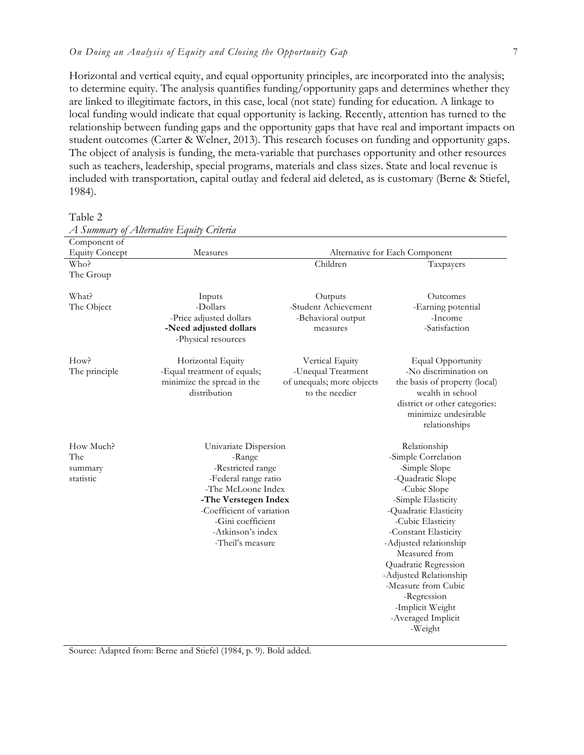Horizontal and vertical equity, and equal opportunity principles, are incorporated into the analysis; to determine equity. The analysis quantifies funding/opportunity gaps and determines whether they are linked to illegitimate factors, in this case, local (not state) funding for education. A linkage to local funding would indicate that equal opportunity is lacking. Recently, attention has turned to the relationship between funding gaps and the opportunity gaps that have real and important impacts on student outcomes (Carter & Welner, 2013). This research focuses on funding and opportunity gaps. The object of analysis is funding, the meta-variable that purchases opportunity and other resources such as teachers, leadership, special programs, materials and class sizes. State and local revenue is included with transportation, capital outlay and federal aid deleted, as is customary (Berne & Stiefel, 1984).

Table 2

*A Summary of Alternative Equity Criteria*

| Component of Equity Concept | Measures | Alternative for Each Component | |
|---|---|---|---|
| Who? The Group | | Children | Taxpayers |
| What? The Object | Inputs<br>-Dollars<br>-Price adjusted dollars<br>**-Need adjusted dollars**<br>-Physical resources | Outputs<br>-Student Achievement<br>-Behavioral output measures | Outcomes<br>-Earning potential<br>-Income<br>-Satisfaction |
| How? The principle | Horizontal Equity<br>-Equal treatment of equals; minimize the spread in the distribution | Vertical Equity<br>-Unequal Treatment of unequals; more objects to the needier | Equal Opportunity<br>-No discrimination on the basis of property (local) wealth in school district or other categories: minimize undesirable relationships |
| How Much? The summary statistic | Univariate Dispersion<br>-Range<br>-Restricted range<br>-Federal range ratio<br>-The McLoone Index<br>**-The Verstegen Index**<br>-Coefficient of variation<br>-Gini coefficient<br>-Atkinson's index<br>-Theil's measure | | Relationship<br>-Simple Correlation<br>-Simple Slope<br>-Quadratic Slope<br>-Cubic Slope<br>-Simple Elasticity<br>-Quadratic Elasticity<br>-Cubic Elasticity<br>-Constant Elasticity<br>-Adjusted relationship Measured from Quadratic Regression<br>-Adjusted Relationship<br>-Measure from Cubic<br>-Regression<br>-Implicit Weight<br>-Averaged Implicit<br>-Weight |

Source: Adapted from: Berne and Stiefel (1984, p. 9). Bold added.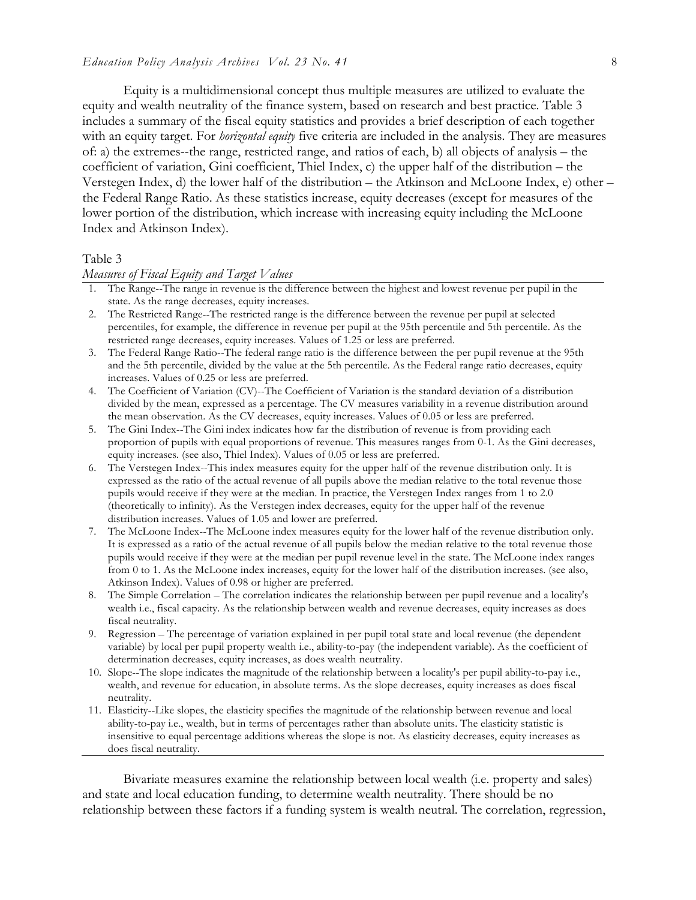Equity is a multidimensional concept thus multiple measures are utilized to evaluate the equity and wealth neutrality of the finance system, based on research and best practice. Table 3 includes a summary of the fiscal equity statistics and provides a brief description of each together with an equity target. For *horizontal equity* five criteria are included in the analysis. They are measures of: a) the extremes--the range, restricted range, and ratios of each, b) all objects of analysis – the coefficient of variation, Gini coefficient, Thiel Index, c) the upper half of the distribution – the Verstegen Index, d) the lower half of the distribution – the Atkinson and McLoone Index, e) other – the Federal Range Ratio. As these statistics increase, equity decreases (except for measures of the lower portion of the distribution, which increase with increasing equity including the McLoone Index and Atkinson Index).

Table 3

*Measures of Fiscal Equity and Target Values*

1. The Range--The range in revenue is the difference between the highest and lowest revenue per pupil in the state. As the range decreases, equity increases.
2. The Restricted Range--The restricted range is the difference between the revenue per pupil at selected percentiles, for example, the difference in revenue per pupil at the 95th percentile and 5th percentile. As the restricted range decreases, equity increases. Values of 1.25 or less are preferred.
3. The Federal Range Ratio--The federal range ratio is the difference between the per pupil revenue at the 95th and the 5th percentile, divided by the value at the 5th percentile. As the Federal range ratio decreases, equity increases. Values of 0.25 or less are preferred.
4. The Coefficient of Variation (CV)--The Coefficient of Variation is the standard deviation of a distribution divided by the mean, expressed as a percentage. The CV measures variability in a revenue distribution around the mean observation. As the CV decreases, equity increases. Values of 0.05 or less are preferred.
5. The Gini Index--The Gini index indicates how far the distribution of revenue is from providing each proportion of pupils with equal proportions of revenue. This measures ranges from 0-1. As the Gini decreases, equity increases. (see also, Thiel Index). Values of 0.05 or less are preferred.
6. The Verstegen Index--This index measures equity for the upper half of the revenue distribution only. It is expressed as the ratio of the actual revenue of all pupils above the median relative to the total revenue those pupils would receive if they were at the median. In practice, the Verstegen Index ranges from 1 to 2.0 (theoretically to infinity). As the Verstegen index decreases, equity for the upper half of the revenue distribution increases. Values of 1.05 and lower are preferred.
7. The McLoone Index--The McLoone index measures equity for the lower half of the revenue distribution only. It is expressed as a ratio of the actual revenue of all pupils below the median relative to the total revenue those pupils would receive if they were at the median per pupil revenue level in the state. The McLoone index ranges from 0 to 1. As the McLoone index increases, equity for the lower half of the distribution increases. (see also, Atkinson Index). Values of 0.98 or higher are preferred.
8. The Simple Correlation – The correlation indicates the relationship between per pupil revenue and a locality's wealth i.e., fiscal capacity. As the relationship between wealth and revenue decreases, equity increases as does fiscal neutrality.
9. Regression – The percentage of variation explained in per pupil total state and local revenue (the dependent variable) by local per pupil property wealth i.e., ability-to-pay (the independent variable). As the coefficient of determination decreases, equity increases, as does wealth neutrality.
10. Slope--The slope indicates the magnitude of the relationship between a locality's per pupil ability-to-pay i.e., wealth, and revenue for education, in absolute terms. As the slope decreases, equity increases as does fiscal neutrality.
11. Elasticity--Like slopes, the elasticity specifies the magnitude of the relationship between revenue and local ability-to-pay i.e., wealth, but in terms of percentages rather than absolute units. The elasticity statistic is insensitive to equal percentage additions whereas the slope is not. As elasticity decreases, equity increases as does fiscal neutrality.

Bivariate measures examine the relationship between local wealth (i.e. property and sales) and state and local education funding, to determine wealth neutrality. There should be no relationship between these factors if a funding system is wealth neutral. The correlation, regression,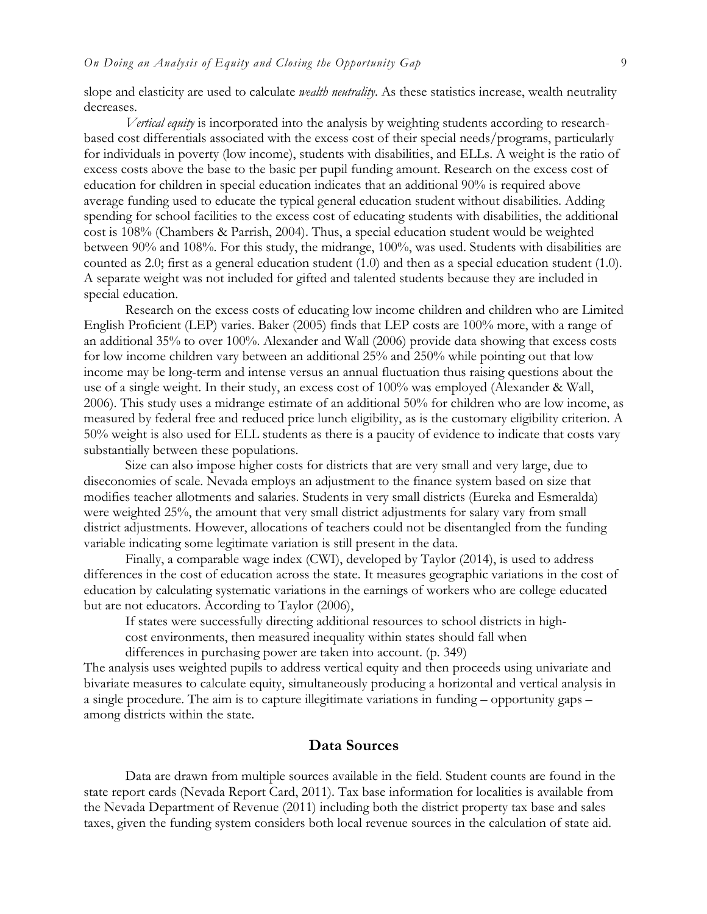slope and elasticity are used to calculate *wealth neutrality*. As these statistics increase, wealth neutrality decreases.

*Vertical equity* is incorporated into the analysis by weighting students according to research-based cost differentials associated with the excess cost of their special needs/programs, particularly for individuals in poverty (low income), students with disabilities, and ELLs. A weight is the ratio of excess costs above the base to the basic per pupil funding amount. Research on the excess cost of education for children in special education indicates that an additional 90% is required above average funding used to educate the typical general education student without disabilities. Adding spending for school facilities to the excess cost of educating students with disabilities, the additional cost is 108% (Chambers & Parrish, 2004). Thus, a special education student would be weighted between 90% and 108%. For this study, the midrange, 100%, was used. Students with disabilities are counted as 2.0; first as a general education student (1.0) and then as a special education student (1.0). A separate weight was not included for gifted and talented students because they are included in special education.

Research on the excess costs of educating low income children and children who are Limited English Proficient (LEP) varies. Baker (2005) finds that LEP costs are 100% more, with a range of an additional 35% to over 100%. Alexander and Wall (2006) provide data showing that excess costs for low income children vary between an additional 25% and 250% while pointing out that low income may be long-term and intense versus an annual fluctuation thus raising questions about the use of a single weight. In their study, an excess cost of 100% was employed (Alexander & Wall, 2006). This study uses a midrange estimate of an additional 50% for children who are low income, as measured by federal free and reduced price lunch eligibility, as is the customary eligibility criterion. A 50% weight is also used for ELL students as there is a paucity of evidence to indicate that costs vary substantially between these populations.

Size can also impose higher costs for districts that are very small and very large, due to diseconomies of scale. Nevada employs an adjustment to the finance system based on size that modifies teacher allotments and salaries. Students in very small districts (Eureka and Esmeralda) were weighted 25%, the amount that very small district adjustments for salary vary from small district adjustments. However, allocations of teachers could not be disentangled from the funding variable indicating some legitimate variation is still present in the data.

Finally, a comparable wage index (CWI), developed by Taylor (2014), is used to address differences in the cost of education across the state. It measures geographic variations in the cost of education by calculating systematic variations in the earnings of workers who are college educated but are not educators. According to Taylor (2006),

> If states were successfully directing additional resources to school districts in high-cost environments, then measured inequality within states should fall when differences in purchasing power are taken into account. (p. 349)

The analysis uses weighted pupils to address vertical equity and then proceeds using univariate and bivariate measures to calculate equity, simultaneously producing a horizontal and vertical analysis in a single procedure. The aim is to capture illegitimate variations in funding – opportunity gaps – among districts within the state.

## Data Sources

Data are drawn from multiple sources available in the field. Student counts are found in the state report cards (Nevada Report Card, 2011). Tax base information for localities is available from the Nevada Department of Revenue (2011) including both the district property tax base and sales taxes, given the funding system considers both local revenue sources in the calculation of state aid.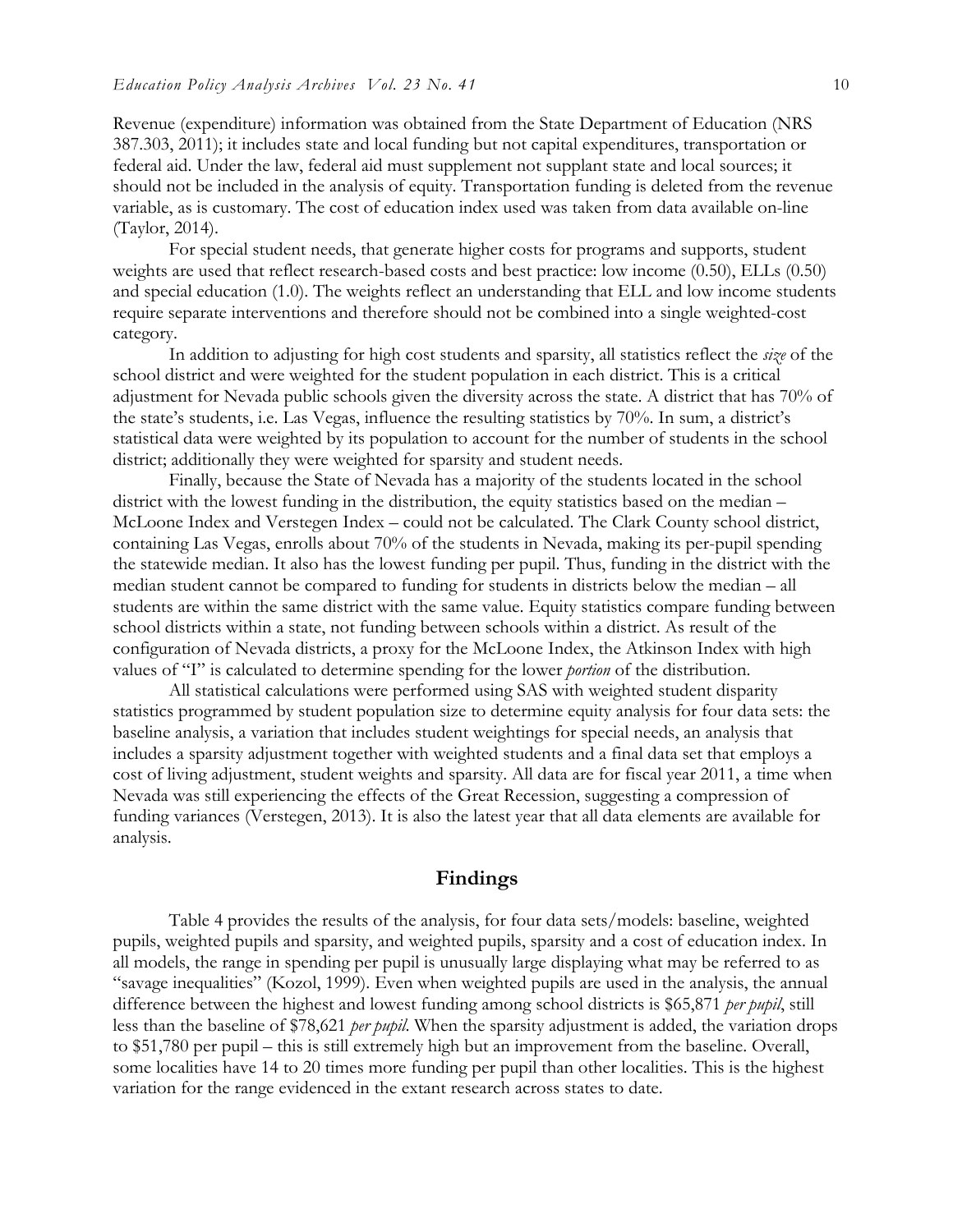Revenue (expenditure) information was obtained from the State Department of Education (NRS 387.303, 2011); it includes state and local funding but not capital expenditures, transportation or federal aid. Under the law, federal aid must supplement not supplant state and local sources; it should not be included in the analysis of equity. Transportation funding is deleted from the revenue variable, as is customary. The cost of education index used was taken from data available on-line (Taylor, 2014).

For special student needs, that generate higher costs for programs and supports, student weights are used that reflect research-based costs and best practice: low income (0.50), ELLs (0.50) and special education (1.0). The weights reflect an understanding that ELL and low income students require separate interventions and therefore should not be combined into a single weighted-cost category.

In addition to adjusting for high cost students and sparsity, all statistics reflect the *size* of the school district and were weighted for the student population in each district. This is a critical adjustment for Nevada public schools given the diversity across the state. A district that has 70% of the state's students, i.e. Las Vegas, influence the resulting statistics by 70%. In sum, a district's statistical data were weighted by its population to account for the number of students in the school district; additionally they were weighted for sparsity and student needs.

Finally, because the State of Nevada has a majority of the students located in the school district with the lowest funding in the distribution, the equity statistics based on the median – McLoone Index and Verstegen Index – could not be calculated. The Clark County school district, containing Las Vegas, enrolls about 70% of the students in Nevada, making its per-pupil spending the statewide median. It also has the lowest funding per pupil. Thus, funding in the district with the median student cannot be compared to funding for students in districts below the median – all students are within the same district with the same value. Equity statistics compare funding between school districts within a state, not funding between schools within a district. As result of the configuration of Nevada districts, a proxy for the McLoone Index, the Atkinson Index with high values of "I" is calculated to determine spending for the lower *portion* of the distribution.

All statistical calculations were performed using SAS with weighted student disparity statistics programmed by student population size to determine equity analysis for four data sets: the baseline analysis, a variation that includes student weightings for special needs, an analysis that includes a sparsity adjustment together with weighted students and a final data set that employs a cost of living adjustment, student weights and sparsity. All data are for fiscal year 2011, a time when Nevada was still experiencing the effects of the Great Recession, suggesting a compression of funding variances (Verstegen, 2013). It is also the latest year that all data elements are available for analysis.

## Findings

Table 4 provides the results of the analysis, for four data sets/models: baseline, weighted pupils, weighted pupils and sparsity, and weighted pupils, sparsity and a cost of education index. In all models, the range in spending per pupil is unusually large displaying what may be referred to as "savage inequalities" (Kozol, 1999). Even when weighted pupils are used in the analysis, the annual difference between the highest and lowest funding among school districts is $65,871 *per pupil*, still less than the baseline of $78,621 *per pupil*. When the sparsity adjustment is added, the variation drops to $51,780 per pupil – this is still extremely high but an improvement from the baseline. Overall, some localities have 14 to 20 times more funding per pupil than other localities. This is the highest variation for the range evidenced in the extant research across states to date.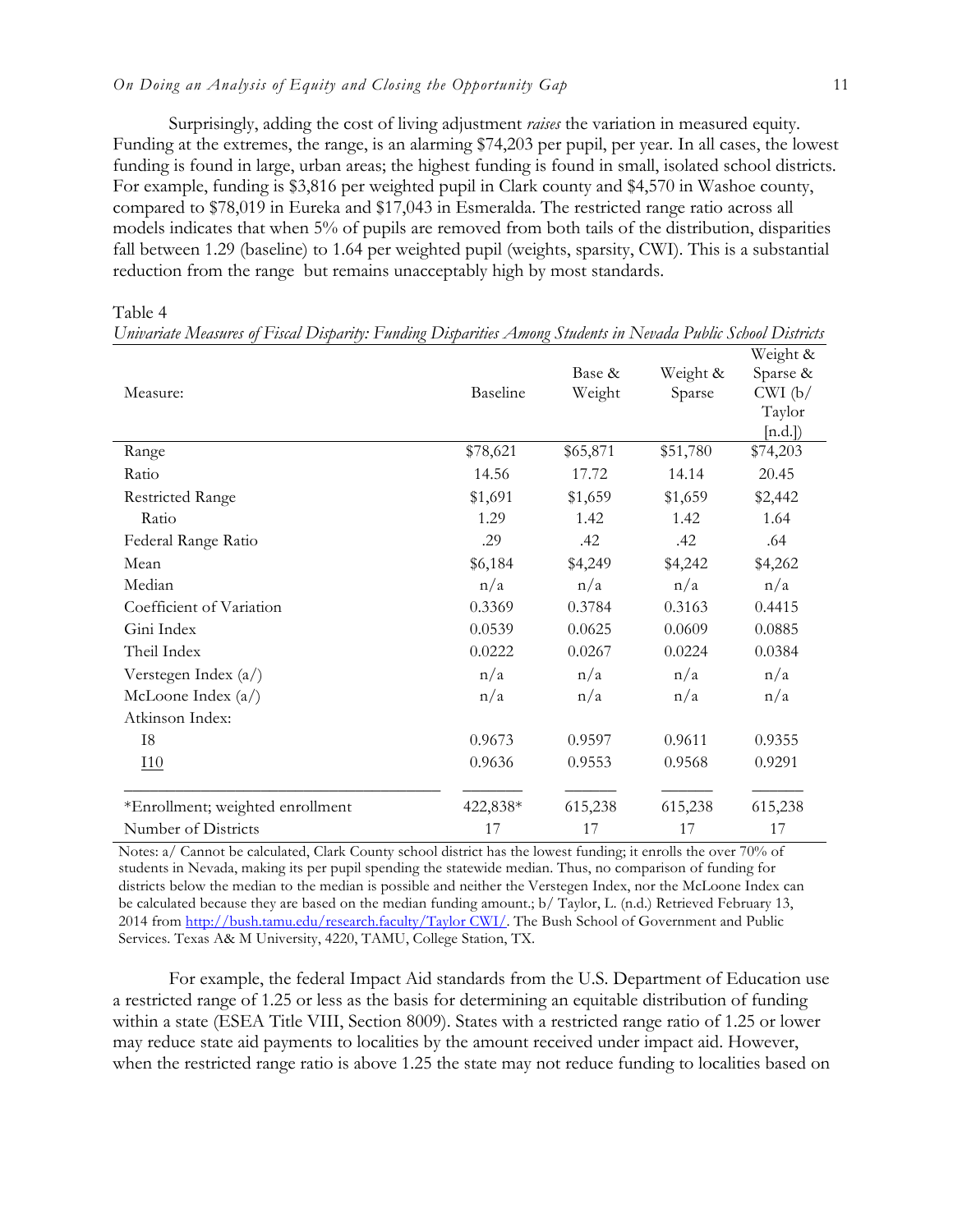Surprisingly, adding the cost of living adjustment *raises* the variation in measured equity. Funding at the extremes, the range, is an alarming $74,203 per pupil, per year. In all cases, the lowest funding is found in large, urban areas; the highest funding is found in small, isolated school districts. For example, funding is $3,816 per weighted pupil in Clark county and $4,570 in Washoe county, compared to $78,019 in Eureka and $17,043 in Esmeralda. The restricted range ratio across all models indicates that when 5% of pupils are removed from both tails of the distribution, disparities fall between 1.29 (baseline) to 1.64 per weighted pupil (weights, sparsity, CWI). This is a substantial reduction from the range but remains unacceptably high by most standards.

Table 4
*Univariate Measures of Fiscal Disparity: Funding Disparities Among Students in Nevada Public School Districts*

| Measure: | Baseline | Base & Weight | Weight & Sparse | Weight & Sparse & CWI (b/ Taylor [n.d.]) |
|---|---|---|---|---|
| Range | $78,621 | $65,871 | $51,780 | $74,203 |
| Ratio | 14.56 | 17.72 | 14.14 | 20.45 |
| Restricted Range | $1,691 | $1,659 | $1,659 | $2,442 |
| Ratio | 1.29 | 1.42 | 1.42 | 1.64 |
| Federal Range Ratio | .29 | .42 | .42 | .64 |
| Mean | $6,184 | $4,249 | $4,242 | $4,262 |
| Median | n/a | n/a | n/a | n/a |
| Coefficient of Variation | 0.3369 | 0.3784 | 0.3163 | 0.4415 |
| Gini Index | 0.0539 | 0.0625 | 0.0609 | 0.0885 |
| Theil Index | 0.0222 | 0.0267 | 0.0224 | 0.0384 |
| Verstegen Index (a/) | n/a | n/a | n/a | n/a |
| McLoone Index (a/) | n/a | n/a | n/a | n/a |
| Atkinson Index: | | | | |
| I8 | 0.9673 | 0.9597 | 0.9611 | 0.9355 |
| I10 | 0.9636 | 0.9553 | 0.9568 | 0.9291 |
| *Enrollment; weighted enrollment | 422,838* | 615,238 | 615,238 | 615,238 |
| Number of Districts | 17 | 17 | 17 | 17 |

Notes: a/ Cannot be calculated, Clark County school district has the lowest funding; it enrolls the over 70% of students in Nevada, making its per pupil spending the statewide median. Thus, no comparison of funding for districts below the median to the median is possible and neither the Verstegen Index, nor the McLoone Index can be calculated because they are based on the median funding amount.; b/ Taylor, L. (n.d.) Retrieved February 13, 2014 from http://bush.tamu.edu/research.faculty/Taylor CWI/. The Bush School of Government and Public Services. Texas A& M University, 4220, TAMU, College Station, TX.

For example, the federal Impact Aid standards from the U.S. Department of Education use a restricted range of 1.25 or less as the basis for determining an equitable distribution of funding within a state (ESEA Title VIII, Section 8009). States with a restricted range ratio of 1.25 or lower may reduce state aid payments to localities by the amount received under impact aid. However, when the restricted range ratio is above 1.25 the state may not reduce funding to localities based on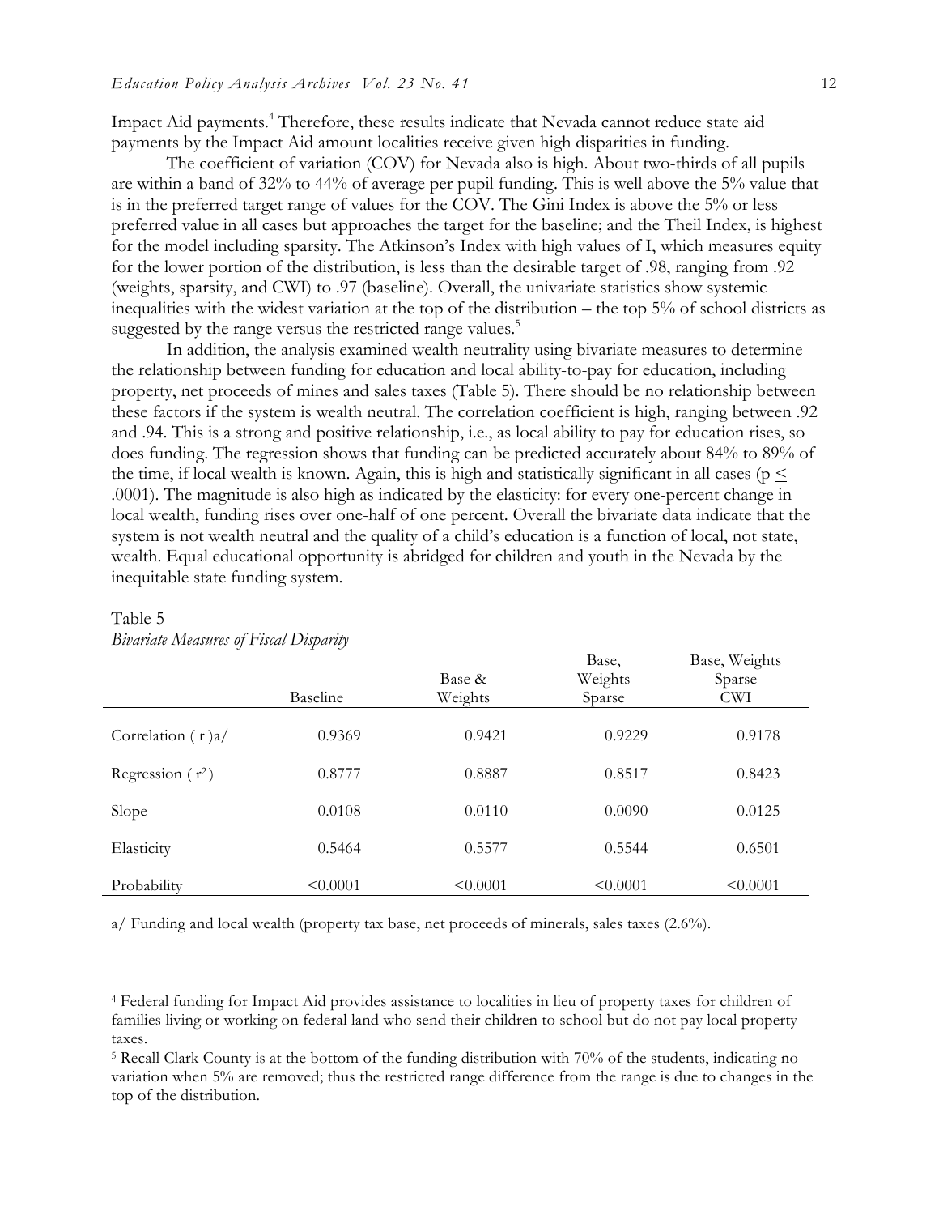Impact Aid payments.[4] Therefore, these results indicate that Nevada cannot reduce state aid payments by the Impact Aid amount localities receive given high disparities in funding.

The coefficient of variation (COV) for Nevada also is high. About two-thirds of all pupils are within a band of 32% to 44% of average per pupil funding. This is well above the 5% value that is in the preferred target range of values for the COV. The Gini Index is above the 5% or less preferred value in all cases but approaches the target for the baseline; and the Theil Index, is highest for the model including sparsity. The Atkinson's Index with high values of I, which measures equity for the lower portion of the distribution, is less than the desirable target of .98, ranging from .92 (weights, sparsity, and CWI) to .97 (baseline). Overall, the univariate statistics show systemic inequalities with the widest variation at the top of the distribution – the top 5% of school districts as suggested by the range versus the restricted range values.[5]

In addition, the analysis examined wealth neutrality using bivariate measures to determine the relationship between funding for education and local ability-to-pay for education, including property, net proceeds of mines and sales taxes (Table 5). There should be no relationship between these factors if the system is wealth neutral. The correlation coefficient is high, ranging between .92 and .94. This is a strong and positive relationship, i.e., as local ability to pay for education rises, so does funding. The regression shows that funding can be predicted accurately about 84% to 89% of the time, if local wealth is known. Again, this is high and statistically significant in all cases ($p \leq .0001$). The magnitude is also high as indicated by the elasticity: for every one-percent change in local wealth, funding rises over one-half of one percent. Overall the bivariate data indicate that the system is not wealth neutral and the quality of a child's education is a function of local, not state, wealth. Equal educational opportunity is abridged for children and youth in the Nevada by the inequitable state funding system.

Table 5
*Bivariate Measures of Fiscal Disparity*

| | Baseline | Base & Weights | Base, Weights Sparse | Base, Weights Sparse CWI |
|---|---|---|---|---|
| Correlation ( r )a/ | 0.9369 | 0.9421 | 0.9229 | 0.9178 |
| Regression ( $r^2$ ) | 0.8777 | 0.8887 | 0.8517 | 0.8423 |
| Slope | 0.0108 | 0.0110 | 0.0090 | 0.0125 |
| Elasticity | 0.5464 | 0.5577 | 0.5544 | 0.6501 |
| Probability | ≤0.0001 | ≤0.0001 | ≤0.0001 | ≤0.0001 |

a/ Funding and local wealth (property tax base, net proceeds of minerals, sales taxes (2.6%).

[4] Federal funding for Impact Aid provides assistance to localities in lieu of property taxes for children of families living or working on federal land who send their children to school but do not pay local property taxes.

[5] Recall Clark County is at the bottom of the funding distribution with 70% of the students, indicating no variation when 5% are removed; thus the restricted range difference from the range is due to changes in the top of the distribution.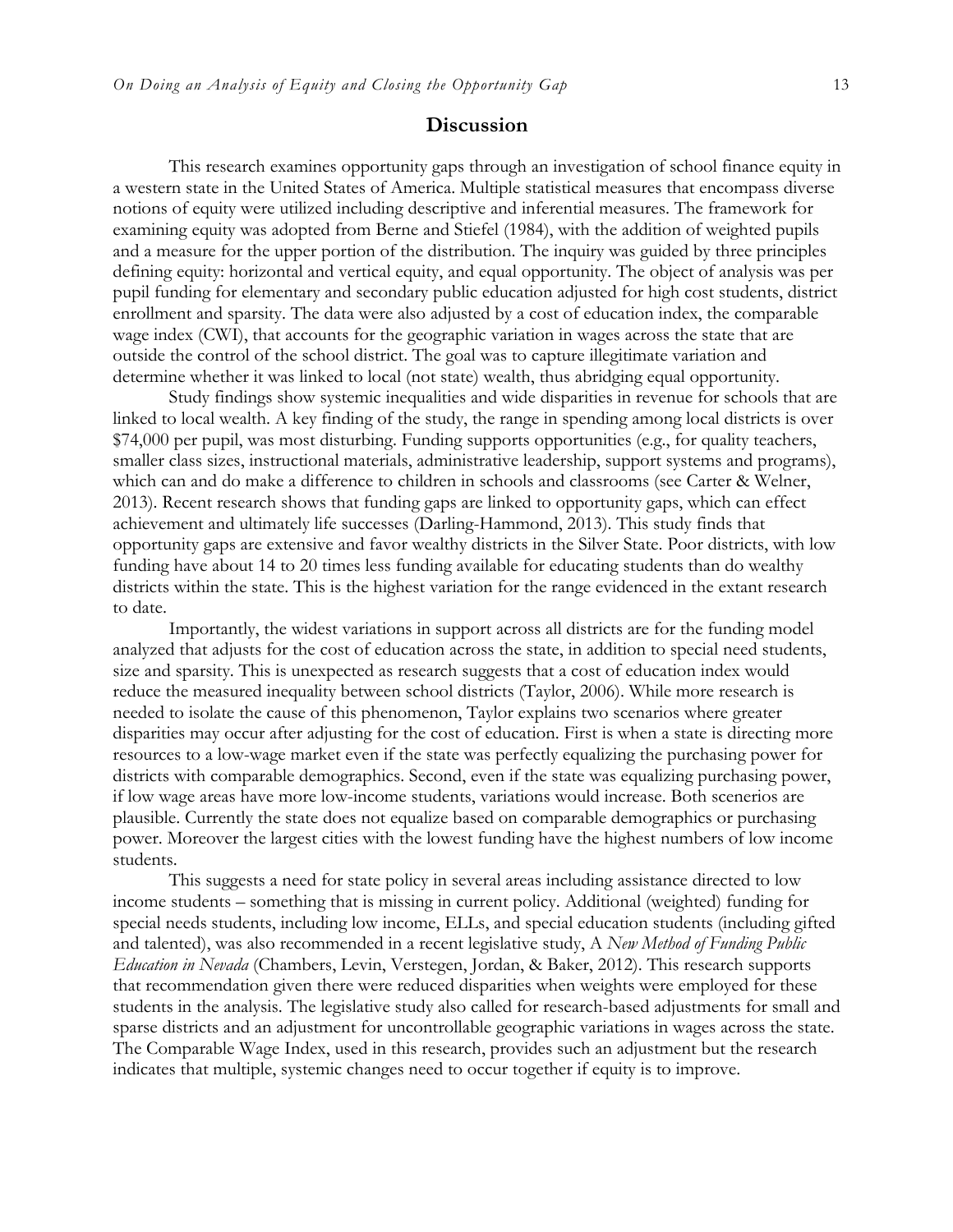## Discussion

This research examines opportunity gaps through an investigation of school finance equity in a western state in the United States of America. Multiple statistical measures that encompass diverse notions of equity were utilized including descriptive and inferential measures. The framework for examining equity was adopted from Berne and Stiefel (1984), with the addition of weighted pupils and a measure for the upper portion of the distribution. The inquiry was guided by three principles defining equity: horizontal and vertical equity, and equal opportunity. The object of analysis was per pupil funding for elementary and secondary public education adjusted for high cost students, district enrollment and sparsity. The data were also adjusted by a cost of education index, the comparable wage index (CWI), that accounts for the geographic variation in wages across the state that are outside the control of the school district. The goal was to capture illegitimate variation and determine whether it was linked to local (not state) wealth, thus abridging equal opportunity.

Study findings show systemic inequalities and wide disparities in revenue for schools that are linked to local wealth. A key finding of the study, the range in spending among local districts is over $74,000 per pupil, was most disturbing. Funding supports opportunities (e.g., for quality teachers, smaller class sizes, instructional materials, administrative leadership, support systems and programs), which can and do make a difference to children in schools and classrooms (see Carter & Welner, 2013). Recent research shows that funding gaps are linked to opportunity gaps, which can effect achievement and ultimately life successes (Darling-Hammond, 2013). This study finds that opportunity gaps are extensive and favor wealthy districts in the Silver State. Poor districts, with low funding have about 14 to 20 times less funding available for educating students than do wealthy districts within the state. This is the highest variation for the range evidenced in the extant research to date.

Importantly, the widest variations in support across all districts are for the funding model analyzed that adjusts for the cost of education across the state, in addition to special need students, size and sparsity. This is unexpected as research suggests that a cost of education index would reduce the measured inequality between school districts (Taylor, 2006). While more research is needed to isolate the cause of this phenomenon, Taylor explains two scenarios where greater disparities may occur after adjusting for the cost of education. First is when a state is directing more resources to a low-wage market even if the state was perfectly equalizing the purchasing power for districts with comparable demographics. Second, even if the state was equalizing purchasing power, if low wage areas have more low-income students, variations would increase. Both scenerios are plausible. Currently the state does not equalize based on comparable demographics or purchasing power. Moreover the largest cities with the lowest funding have the highest numbers of low income students.

This suggests a need for state policy in several areas including assistance directed to low income students – something that is missing in current policy. Additional (weighted) funding for special needs students, including low income, ELLs, and special education students (including gifted and talented), was also recommended in a recent legislative study, A *New Method of Funding Public Education in Nevada* (Chambers, Levin, Verstegen, Jordan, & Baker, 2012). This research supports that recommendation given there were reduced disparities when weights were employed for these students in the analysis. The legislative study also called for research-based adjustments for small and sparse districts and an adjustment for uncontrollable geographic variations in wages across the state. The Comparable Wage Index, used in this research, provides such an adjustment but the research indicates that multiple, systemic changes need to occur together if equity is to improve.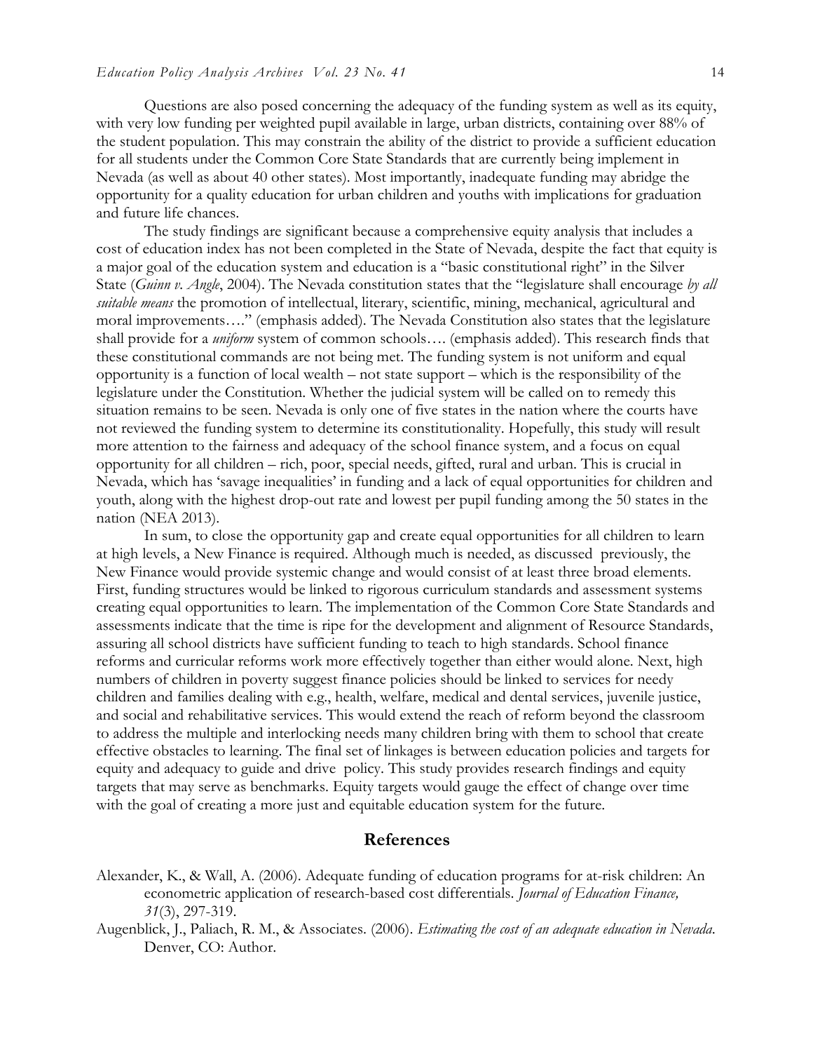Questions are also posed concerning the adequacy of the funding system as well as its equity, with very low funding per weighted pupil available in large, urban districts, containing over 88% of the student population. This may constrain the ability of the district to provide a sufficient education for all students under the Common Core State Standards that are currently being implement in Nevada (as well as about 40 other states). Most importantly, inadequate funding may abridge the opportunity for a quality education for urban children and youths with implications for graduation and future life chances.

The study findings are significant because a comprehensive equity analysis that includes a cost of education index has not been completed in the State of Nevada, despite the fact that equity is a major goal of the education system and education is a "basic constitutional right" in the Silver State (*Guinn v. Angle*, 2004). The Nevada constitution states that the "legislature shall encourage *by all suitable means* the promotion of intellectual, literary, scientific, mining, mechanical, agricultural and moral improvements…." (emphasis added). The Nevada Constitution also states that the legislature shall provide for a *uniform* system of common schools…. (emphasis added). This research finds that these constitutional commands are not being met. The funding system is not uniform and equal opportunity is a function of local wealth – not state support – which is the responsibility of the legislature under the Constitution. Whether the judicial system will be called on to remedy this situation remains to be seen. Nevada is only one of five states in the nation where the courts have not reviewed the funding system to determine its constitutionality. Hopefully, this study will result more attention to the fairness and adequacy of the school finance system, and a focus on equal opportunity for all children – rich, poor, special needs, gifted, rural and urban. This is crucial in Nevada, which has 'savage inequalities' in funding and a lack of equal opportunities for children and youth, along with the highest drop-out rate and lowest per pupil funding among the 50 states in the nation (NEA 2013).

In sum, to close the opportunity gap and create equal opportunities for all children to learn at high levels, a New Finance is required. Although much is needed, as discussed previously, the New Finance would provide systemic change and would consist of at least three broad elements. First, funding structures would be linked to rigorous curriculum standards and assessment systems creating equal opportunities to learn. The implementation of the Common Core State Standards and assessments indicate that the time is ripe for the development and alignment of Resource Standards, assuring all school districts have sufficient funding to teach to high standards. School finance reforms and curricular reforms work more effectively together than either would alone. Next, high numbers of children in poverty suggest finance policies should be linked to services for needy children and families dealing with e.g., health, welfare, medical and dental services, juvenile justice, and social and rehabilitative services. This would extend the reach of reform beyond the classroom to address the multiple and interlocking needs many children bring with them to school that create effective obstacles to learning. The final set of linkages is between education policies and targets for equity and adequacy to guide and drive policy. This study provides research findings and equity targets that may serve as benchmarks. Equity targets would gauge the effect of change over time with the goal of creating a more just and equitable education system for the future.

## References

Alexander, K., & Wall, A. (2006). Adequate funding of education programs for at-risk children: An econometric application of research-based cost differentials. *Journal of Education Finance, 31*(3), 297-319.

Augenblick, J., Paliach, R. M., & Associates. (2006). *Estimating the cost of an adequate education in Nevada*. Denver, CO: Author.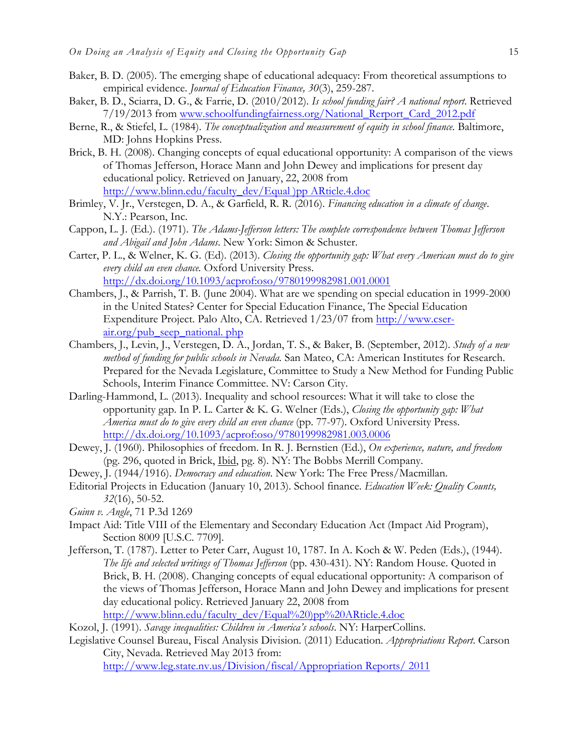Baker, B. D. (2005). The emerging shape of educational adequacy: From theoretical assumptions to empirical evidence. *Journal of Education Finance, 30*(3), 259-287.

Baker, B. D., Sciarra, D. G., & Farrie, D. (2010/2012). *Is school funding fair? A national report*. Retrieved 7/19/2013 from www.schoolfundingfairness.org/National_Rerport_Card_2012.pdf

Berne, R., & Stiefel, L. (1984). *The conceptualization and measurement of equity in school finance.* Baltimore, MD: Johns Hopkins Press.

Brick, B. H. (2008). Changing concepts of equal educational opportunity: A comparison of the views of Thomas Jefferson, Horace Mann and John Dewey and implications for present day educational policy. Retrieved on January, 22, 2008 from http://www.blinn.edu/faculty_dev/Equal )pp ARticle.4.doc

Brimley, V. Jr., Verstegen, D. A., & Garfield, R. R. (2016). *Financing education in a climate of change*. N.Y.: Pearson, Inc.

Cappon, L. J. (Ed.). (1971). *The Adams-Jefferson letters: The complete correspondence between Thomas Jefferson and Abigail and John Adams*. New York: Simon & Schuster.

Carter, P. L., & Welner, K. G. (Ed). (2013). *Closing the opportunity gap: What every American must do to give every child an even chance.* Oxford University Press. http://dx.doi.org/10.1093/acprof:oso/9780199982981.001.0001

Chambers, J., & Parrish, T. B. (June 2004). What are we spending on special education in 1999-2000 in the United States? Center for Special Education Finance, The Special Education Expenditure Project. Palo Alto, CA. Retrieved 1/23/07 from http://www.cser-air.org/pub_seep_national. php

Chambers, J., Levin, J., Verstegen, D. A., Jordan, T. S., & Baker, B. (September, 2012). *Study of a new method of funding for public schools in Nevada.* San Mateo, CA: American Institutes for Research. Prepared for the Nevada Legislature, Committee to Study a New Method for Funding Public Schools, Interim Finance Committee. NV: Carson City.

Darling-Hammond, L. (2013). Inequality and school resources: What it will take to close the opportunity gap. In P. L. Carter & K. G. Welner (Eds.), *Closing the opportunity gap: What America must do to give every child an even chance* (pp. 77-97). Oxford University Press. http://dx.doi.org/10.1093/acprof:oso/9780199982981.003.0006

Dewey, J. (1960). Philosophies of freedom. In R. J. Bernstien (Ed.), *On experience, nature, and freedom* (pg. 296, quoted in Brick, Ibid, pg. 8). NY: The Bobbs Merrill Company.

Dewey, J. (1944/1916). *Democracy and education*. New York: The Free Press/Macmillan.

Editorial Projects in Education (January 10, 2013). School finance. *Education Week: Quality Counts, 32*(16), 50-52.

*Guinn v. Angle*, 71 P.3d 1269

Impact Aid: Title VIII of the Elementary and Secondary Education Act (Impact Aid Program), Section 8009 [U.S.C. 7709].

Jefferson, T. (1787). Letter to Peter Carr, August 10, 1787. In A. Koch & W. Peden (Eds.), (1944). *The life and selected writings of Thomas Jefferson* (pp. 430-431). NY: Random House. Quoted in Brick, B. H. (2008). Changing concepts of equal educational opportunity: A comparison of the views of Thomas Jefferson, Horace Mann and John Dewey and implications for present day educational policy. Retrieved January 22, 2008 from http://www.blinn.edu/faculty_dev/Equal%20)pp%20ARticle.4.doc

Kozol, J. (1991). *Savage inequalities: Children in America's schools*. NY: HarperCollins.

Legislative Counsel Bureau, Fiscal Analysis Division. (2011) Education. *Appropriations Report*. Carson City, Nevada. Retrieved May 2013 from: http://www.leg.state.nv.us/Division/fiscal/Appropriation Reports/ 2011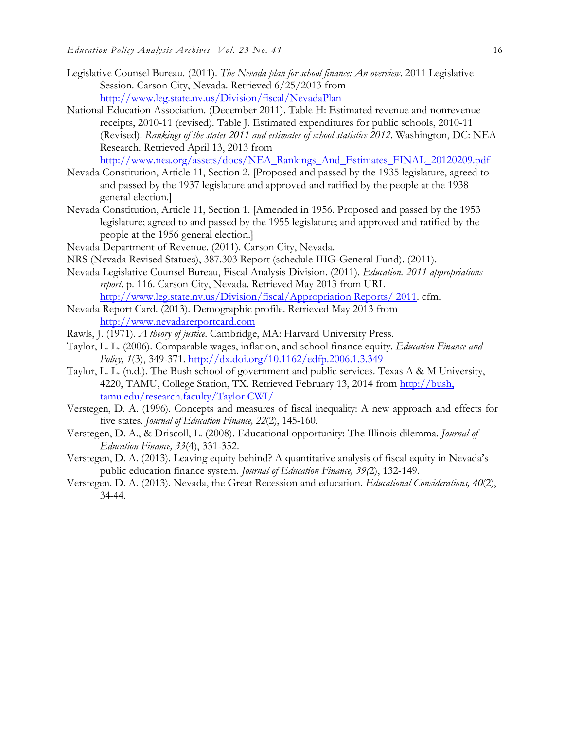Legislative Counsel Bureau. (2011). *The Nevada plan for school finance: An overview*. 2011 Legislative Session. Carson City, Nevada. Retrieved 6/25/2013 from http://www.leg.state.nv.us/Division/fiscal/NevadaPlan

National Education Association. (December 2011). Table H: Estimated revenue and nonrevenue receipts, 2010-11 (revised). Table J. Estimated expenditures for public schools, 2010-11 (Revised). *Rankings of the states 2011 and estimates of school statistics 2012*. Washington, DC: NEA Research. Retrieved April 13, 2013 from http://www.nea.org/assets/docs/NEA_Rankings_And_Estimates_FINAL_20120209.pdf

Nevada Constitution, Article 11, Section 2. [Proposed and passed by the 1935 legislature, agreed to and passed by the 1937 legislature and approved and ratified by the people at the 1938 general election.]

Nevada Constitution, Article 11, Section 1. [Amended in 1956. Proposed and passed by the 1953 legislature; agreed to and passed by the 1955 legislature; and approved and ratified by the people at the 1956 general election.]

Nevada Department of Revenue. (2011). Carson City, Nevada.

NRS (Nevada Revised Statues), 387.303 Report (schedule IIIG-General Fund). (2011).

Nevada Legislative Counsel Bureau, Fiscal Analysis Division. (2011). *Education. 2011 appropriations report*. p. 116. Carson City, Nevada. Retrieved May 2013 from URL http://www.leg.state.nv.us/Division/fiscal/Appropriation Reports/ 2011. cfm.

Nevada Report Card. (2013). Demographic profile. Retrieved May 2013 from http://www.nevadarerportcard.com

Rawls, J. (1971). *A theory of justice*. Cambridge, MA: Harvard University Press.

Taylor, L. L. (2006). Comparable wages, inflation, and school finance equity. *Education Finance and Policy, 1*(3), 349-371. http://dx.doi.org/10.1162/edfp.2006.1.3.349

Taylor, L. L. (n.d.). The Bush school of government and public services. Texas A & M University, 4220, TAMU, College Station, TX. Retrieved February 13, 2014 from http://bush, tamu.edu/research.faculty/Taylor CWI/

Verstegen, D. A. (1996). Concepts and measures of fiscal inequality: A new approach and effects for five states. *Journal of Education Finance, 22*(2), 145-160.

Verstegen, D. A., & Driscoll, L. (2008). Educational opportunity: The Illinois dilemma. *Journal of Education Finance, 33*(4), 331-352.

Verstegen, D. A. (2013). Leaving equity behind? A quantitative analysis of fiscal equity in Nevada's public education finance system. *Journal of Education Finance, 39(*2), 132-149.

Verstegen. D. A. (2013). Nevada, the Great Recession and education. *Educational Considerations, 40*(2), 34-44.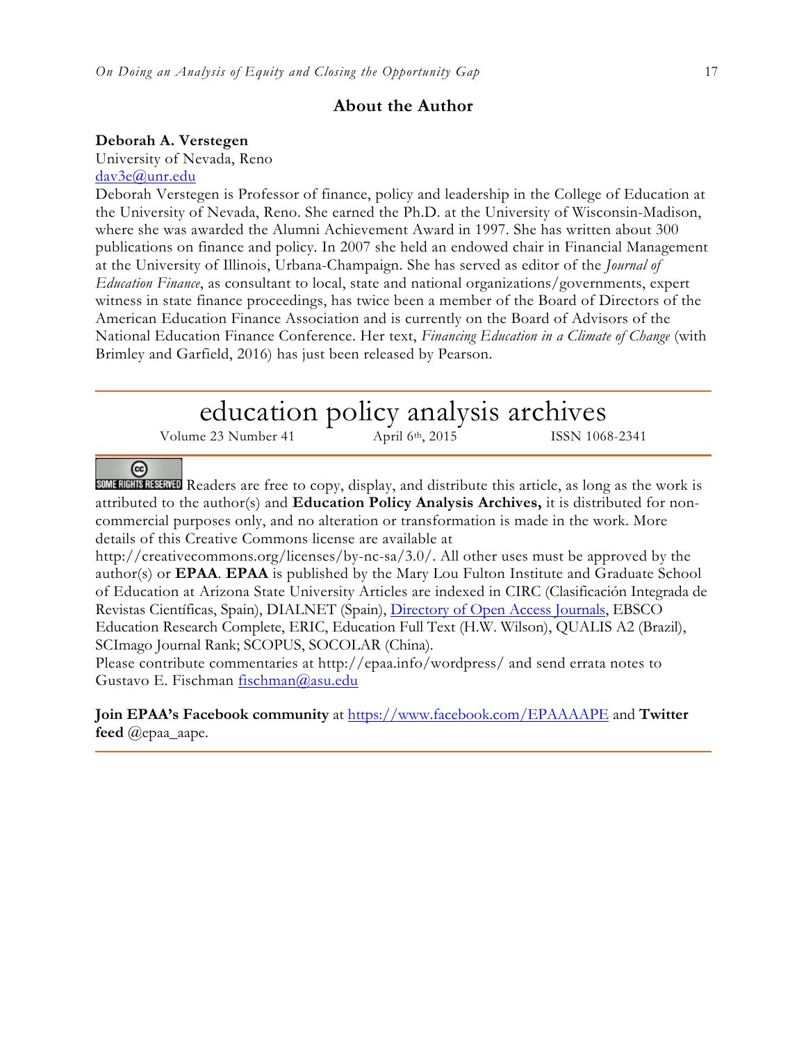## About the Author

**Deborah A. Verstegen**
University of Nevada, Reno
dav3e@unr.edu
Deborah Verstegen is Professor of finance, policy and leadership in the College of Education at the University of Nevada, Reno. She earned the Ph.D. at the University of Wisconsin-Madison, where she was awarded the Alumni Achievement Award in 1997. She has written about 300 publications on finance and policy. In 2007 she held an endowed chair in Financial Management at the University of Illinois, Urbana-Champaign. She has served as editor of the *Journal of Education Finance*, as consultant to local, state and national organizations/governments, expert witness in state finance proceedings, has twice been a member of the Board of Directors of the American Education Finance Association and is currently on the Board of Advisors of the National Education Finance Conference. Her text, *Financing Education in a Climate of Change* (with Brimley and Garfield, 2016) has just been released by Pearson.

---

# education policy analysis archives

Volume 23 Number 41 April 6th, 2015 ISSN 1068-2341

---

SOME RIGHTS RESERVED Readers are free to copy, display, and distribute this article, as long as the work is attributed to the author(s) and **Education Policy Analysis Archives,** it is distributed for non-commercial purposes only, and no alteration or transformation is made in the work. More details of this Creative Commons license are available at http://creativecommons.org/licenses/by-nc-sa/3.0/. All other uses must be approved by the author(s) or **EPAA**. **EPAA** is published by the Mary Lou Fulton Institute and Graduate School of Education at Arizona State University Articles are indexed in CIRC (Clasificación Integrada de Revistas Científicas, Spain), DIALNET (Spain), Directory of Open Access Journals, EBSCO Education Research Complete, ERIC, Education Full Text (H.W. Wilson), QUALIS A2 (Brazil), SCImago Journal Rank; SCOPUS, SOCOLAR (China).
Please contribute commentaries at http://epaa.info/wordpress/ and send errata notes to Gustavo E. Fischman fischman@asu.edu

**Join EPAA's Facebook community** at https://www.facebook.com/EPAAAAPE and **Twitter feed** @epaa_aape.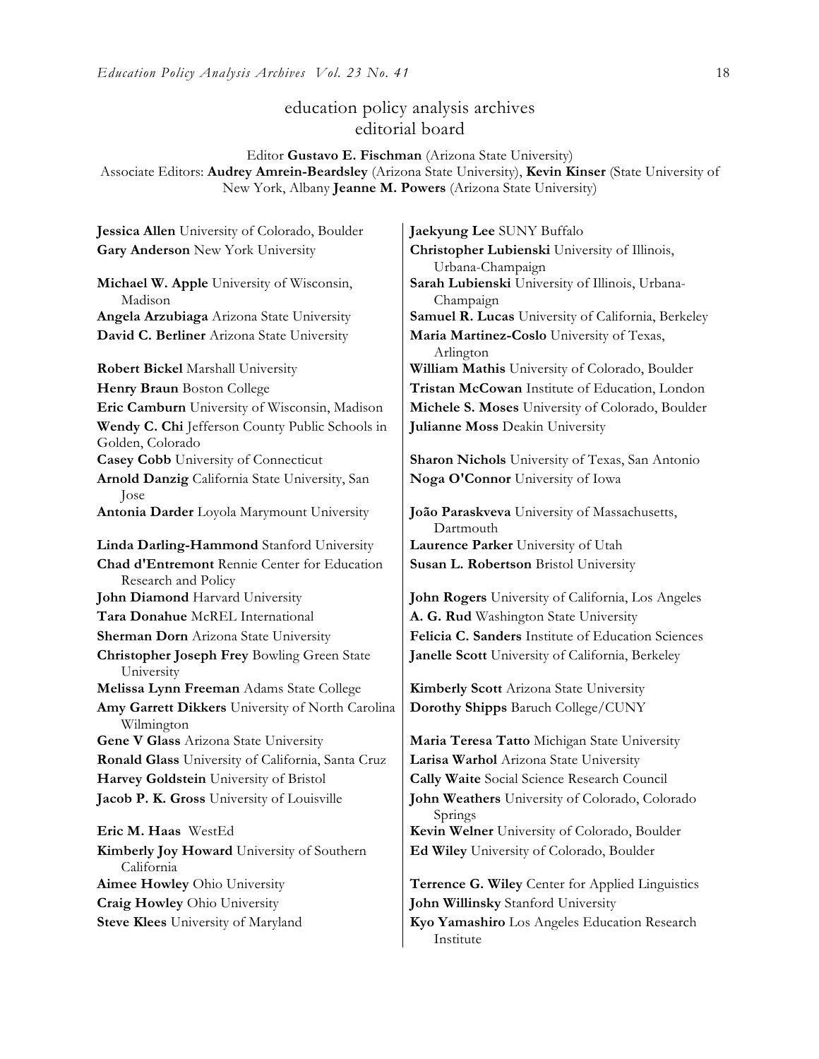## education policy analysis archives
## editorial board

Editor **Gustavo E. Fischman** (Arizona State University)
Associate Editors: **Audrey Amrein-Beardsley** (Arizona State University), **Kevin Kinser** (State University of New York, Albany **Jeanne M. Powers** (Arizona State University)

**Jessica Allen** University of Colorado, Boulder
**Gary Anderson** New York University
**Michael W. Apple** University of Wisconsin, Madison
**Angela Arzubiaga** Arizona State University
**David C. Berliner** Arizona State University
**Robert Bickel** Marshall University
**Henry Braun** Boston College
**Eric Camburn** University of Wisconsin, Madison
**Wendy C. Chi** Jefferson County Public Schools in Golden, Colorado
**Casey Cobb** University of Connecticut
**Arnold Danzig** California State University, San Jose
**Antonia Darder** Loyola Marymount University
**Linda Darling-Hammond** Stanford University
**Chad d'Entremont** Rennie Center for Education Research and Policy
**John Diamond** Harvard University
**Tara Donahue** McREL International
**Sherman Dorn** Arizona State University
**Christopher Joseph Frey** Bowling Green State University
**Melissa Lynn Freeman** Adams State College
**Amy Garrett Dikkers** University of North Carolina Wilmington
**Gene V Glass** Arizona State University
**Ronald Glass** University of California, Santa Cruz
**Harvey Goldstein** University of Bristol
**Jacob P. K. Gross** University of Louisville
**Eric M. Haas** WestEd
**Kimberly Joy Howard** University of Southern California
**Aimee Howley** Ohio University
**Craig Howley** Ohio University
**Steve Klees** University of Maryland
**Jaekyung Lee** SUNY Buffalo
**Christopher Lubienski** University of Illinois, Urbana-Champaign
**Sarah Lubienski** University of Illinois, Urbana-Champaign
**Samuel R. Lucas** University of California, Berkeley
**Maria Martinez-Coslo** University of Texas, Arlington
**William Mathis** University of Colorado, Boulder
**Tristan McCowan** Institute of Education, London
**Michele S. Moses** University of Colorado, Boulder
**Julianne Moss** Deakin University
**Sharon Nichols** University of Texas, San Antonio
**Noga O'Connor** University of Iowa
**João Paraskveva** University of Massachusetts, Dartmouth
**Laurence Parker** University of Utah
**Susan L. Robertson** Bristol University
**John Rogers** University of California, Los Angeles
**A. G. Rud** Washington State University
**Felicia C. Sanders** Institute of Education Sciences
**Janelle Scott** University of California, Berkeley
**Kimberly Scott** Arizona State University
**Dorothy Shipps** Baruch College/CUNY
**Maria Teresa Tatto** Michigan State University
**Larisa Warhol** Arizona State University
**Cally Waite** Social Science Research Council
**John Weathers** University of Colorado, Colorado Springs
**Kevin Welner** University of Colorado, Boulder
**Ed Wiley** University of Colorado, Boulder
**Terrence G. Wiley** Center for Applied Linguistics
**John Willinsky** Stanford University
**Kyo Yamashiro** Los Angeles Education Research Institute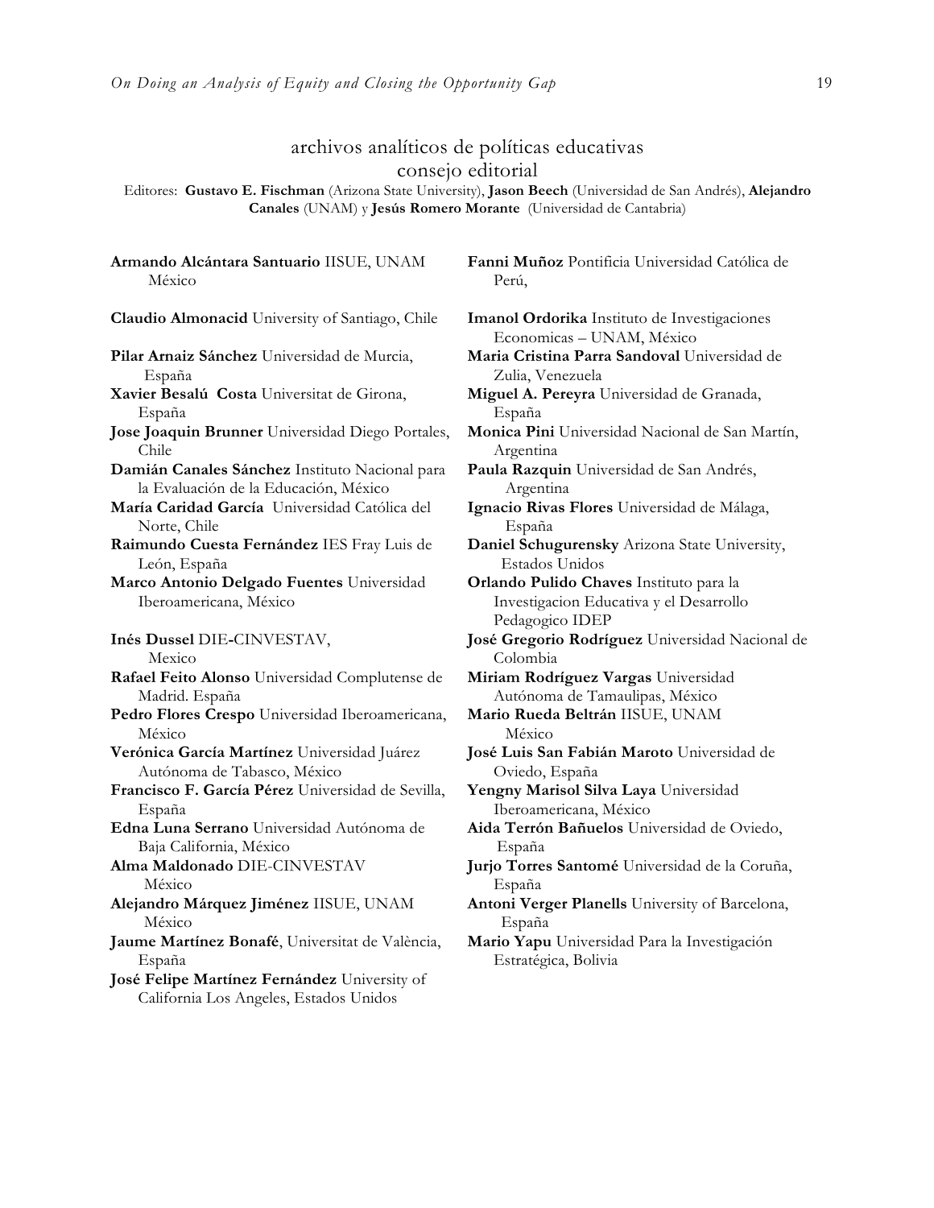## archivos analíticos de políticas educativas
## consejo editorial

Editores: **Gustavo E. Fischman** (Arizona State University), **Jason Beech** (Universidad de San Andrés), **Alejandro Canales** (UNAM) y **Jesús Romero Morante** (Universidad de Cantabria)

**Armando Alcántara Santuario** IISUE, UNAM México

**Claudio Almonacid** University of Santiago, Chile

**Pilar Arnaiz Sánchez** Universidad de Murcia, España

**Xavier Besalú Costa** Universitat de Girona, España

**Jose Joaquin Brunner** Universidad Diego Portales, Chile

**Damián Canales Sánchez** Instituto Nacional para la Evaluación de la Educación, México

**María Caridad García** Universidad Católica del Norte, Chile

**Raimundo Cuesta Fernández** IES Fray Luis de León, España

**Marco Antonio Delgado Fuentes** Universidad Iberoamericana, México

**Inés Dussel** DIE-CINVESTAV, Mexico

**Rafael Feito Alonso** Universidad Complutense de Madrid. España

**Pedro Flores Crespo** Universidad Iberoamericana, México

**Verónica García Martínez** Universidad Juárez Autónoma de Tabasco, México

**Francisco F. García Pérez** Universidad de Sevilla, España

**Edna Luna Serrano** Universidad Autónoma de Baja California, México

**Alma Maldonado** DIE-CINVESTAV México

**Alejandro Márquez Jiménez** IISUE, UNAM México

**Jaume Martínez Bonafé**, Universitat de València, España

**José Felipe Martínez Fernández** University of California Los Angeles, Estados Unidos

**Fanni Muñoz** Pontificia Universidad Católica de Perú,

**Imanol Ordorika** Instituto de Investigaciones Economicas – UNAM, México

**Maria Cristina Parra Sandoval** Universidad de Zulia, Venezuela

**Miguel A. Pereyra** Universidad de Granada, España

**Monica Pini** Universidad Nacional de San Martín, Argentina

**Paula Razquin** Universidad de San Andrés, Argentina

**Ignacio Rivas Flores** Universidad de Málaga, España

**Daniel Schugurensky** Arizona State University, Estados Unidos

**Orlando Pulido Chaves** Instituto para la Investigacion Educativa y el Desarrollo Pedagogico IDEP

**José Gregorio Rodríguez** Universidad Nacional de Colombia

**Miriam Rodríguez Vargas** Universidad Autónoma de Tamaulipas, México

**Mario Rueda Beltrán** IISUE, UNAM México

**José Luis San Fabián Maroto** Universidad de Oviedo, España

**Yengny Marisol Silva Laya** Universidad Iberoamericana, México

**Aida Terrón Bañuelos** Universidad de Oviedo, España

**Jurjo Torres Santomé** Universidad de la Coruña, España

**Antoni Verger Planells** University of Barcelona, España

**Mario Yapu** Universidad Para la Investigación Estratégica, Bolivia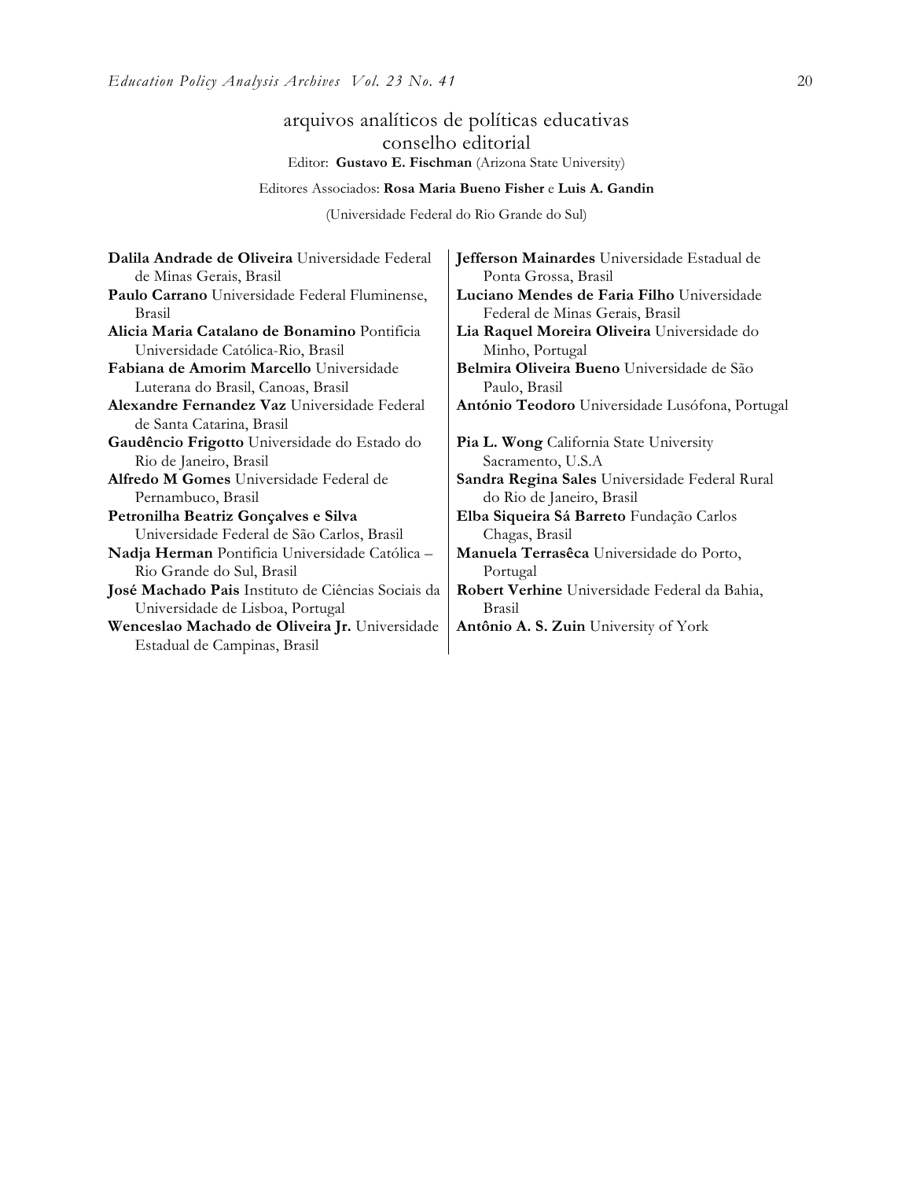# arquivos analíticos de políticas educativas
## conselho editorial

Editor: **Gustavo E. Fischman** (Arizona State University)

Editores Associados: **Rosa Maria Bueno Fisher** e **Luis A. Gandin**

(Universidade Federal do Rio Grande do Sul)

**Dalila Andrade de Oliveira** Universidade Federal de Minas Gerais, Brasil

**Paulo Carrano** Universidade Federal Fluminense, Brasil

**Alicia Maria Catalano de Bonamino** Pontificia Universidade Católica-Rio, Brasil

**Fabiana de Amorim Marcello** Universidade Luterana do Brasil, Canoas, Brasil

**Alexandre Fernandez Vaz** Universidade Federal de Santa Catarina, Brasil

**Gaudêncio Frigotto** Universidade do Estado do Rio de Janeiro, Brasil

**Alfredo M Gomes** Universidade Federal de Pernambuco, Brasil

**Petronilha Beatriz Gonçalves e Silva** Universidade Federal de São Carlos, Brasil

**Nadja Herman** Pontificia Universidade Católica – Rio Grande do Sul, Brasil

**José Machado Pais** Instituto de Ciências Sociais da Universidade de Lisboa, Portugal

**Wenceslao Machado de Oliveira Jr.** Universidade Estadual de Campinas, Brasil

**Jefferson Mainardes** Universidade Estadual de Ponta Grossa, Brasil

**Luciano Mendes de Faria Filho** Universidade Federal de Minas Gerais, Brasil

**Lia Raquel Moreira Oliveira** Universidade do Minho, Portugal

**Belmira Oliveira Bueno** Universidade de São Paulo, Brasil

**António Teodoro** Universidade Lusófona, Portugal

**Pia L. Wong** California State University Sacramento, U.S.A

**Sandra Regina Sales** Universidade Federal Rural do Rio de Janeiro, Brasil

**Elba Siqueira Sá Barreto** Fundação Carlos Chagas, Brasil

**Manuela Terrasêca** Universidade do Porto, Portugal

**Robert Verhine** Universidade Federal da Bahia, Brasil

**Antônio A. S. Zuin** University of York